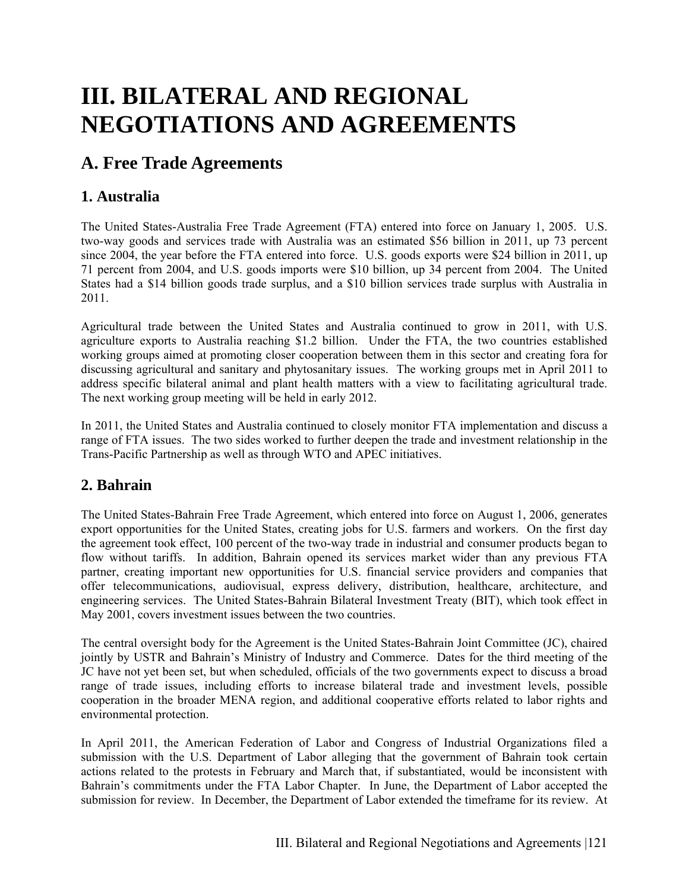# III. BILATERAL AND REGIONAL NEGOTIATIONS AND AGREEMENTS

## A. Free Trade Agreements

### 1. Australia

The United States-Australia Free Trade Agreement (FTA) entered into force on January 1, 2005. U.S. two-way goods and services trade with Australia was an estimated $56 billion in 2011, up 73 percent since 2004, the year before the FTA entered into force. U.S. goods exports were $24 billion in 2011, up 71 percent from 2004, and U.S. goods imports were $10 billion, up 34 percent from 2004. The United States had a $14 billion goods trade surplus, and a $10 billion services trade surplus with Australia in 2011.

Agricultural trade between the United States and Australia continued to grow in 2011, with U.S. agriculture exports to Australia reaching $1.2 billion. Under the FTA, the two countries established working groups aimed at promoting closer cooperation between them in this sector and creating fora for discussing agricultural and sanitary and phytosanitary issues. The working groups met in April 2011 to address specific bilateral animal and plant health matters with a view to facilitating agricultural trade. The next working group meeting will be held in early 2012.

In 2011, the United States and Australia continued to closely monitor FTA implementation and discuss a range of FTA issues. The two sides worked to further deepen the trade and investment relationship in the Trans-Pacific Partnership as well as through WTO and APEC initiatives.

### 2. Bahrain

The United States-Bahrain Free Trade Agreement, which entered into force on August 1, 2006, generates export opportunities for the United States, creating jobs for U.S. farmers and workers. On the first day the agreement took effect, 100 percent of the two-way trade in industrial and consumer products began to flow without tariffs. In addition, Bahrain opened its services market wider than any previous FTA partner, creating important new opportunities for U.S. financial service providers and companies that offer telecommunications, audiovisual, express delivery, distribution, healthcare, architecture, and engineering services. The United States-Bahrain Bilateral Investment Treaty (BIT), which took effect in May 2001, covers investment issues between the two countries.

The central oversight body for the Agreement is the United States-Bahrain Joint Committee (JC), chaired jointly by USTR and Bahrain's Ministry of Industry and Commerce. Dates for the third meeting of the JC have not yet been set, but when scheduled, officials of the two governments expect to discuss a broad range of trade issues, including efforts to increase bilateral trade and investment levels, possible cooperation in the broader MENA region, and additional cooperative efforts related to labor rights and environmental protection.

In April 2011, the American Federation of Labor and Congress of Industrial Organizations filed a submission with the U.S. Department of Labor alleging that the government of Bahrain took certain actions related to the protests in February and March that, if substantiated, would be inconsistent with Bahrain's commitments under the FTA Labor Chapter. In June, the Department of Labor accepted the submission for review. In December, the Department of Labor extended the timeframe for its review. At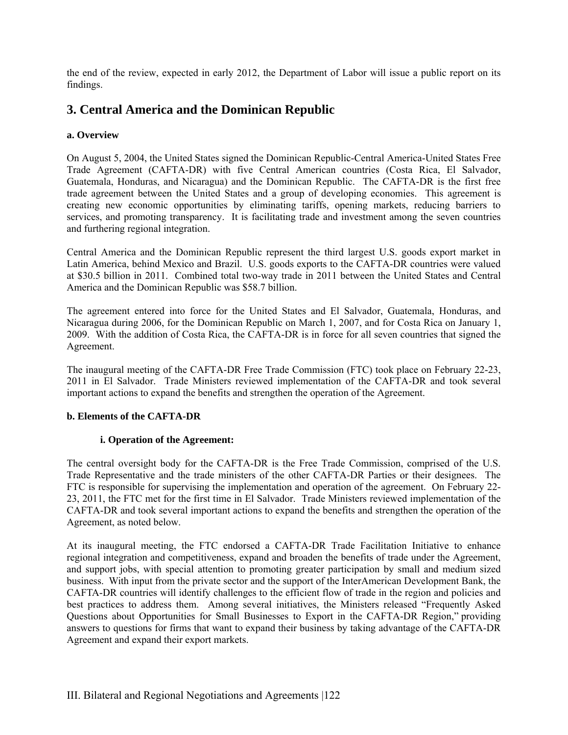the end of the review, expected in early 2012, the Department of Labor will issue a public report on its findings.

## 3. Central America and the Dominican Republic

### a. Overview

On August 5, 2004, the United States signed the Dominican Republic-Central America-United States Free Trade Agreement (CAFTA-DR) with five Central American countries (Costa Rica, El Salvador, Guatemala, Honduras, and Nicaragua) and the Dominican Republic. The CAFTA-DR is the first free trade agreement between the United States and a group of developing economies. This agreement is creating new economic opportunities by eliminating tariffs, opening markets, reducing barriers to services, and promoting transparency. It is facilitating trade and investment among the seven countries and furthering regional integration.

Central America and the Dominican Republic represent the third largest U.S. goods export market in Latin America, behind Mexico and Brazil. U.S. goods exports to the CAFTA-DR countries were valued at $30.5 billion in 2011. Combined total two-way trade in 2011 between the United States and Central America and the Dominican Republic was $58.7 billion.

The agreement entered into force for the United States and El Salvador, Guatemala, Honduras, and Nicaragua during 2006, for the Dominican Republic on March 1, 2007, and for Costa Rica on January 1, 2009. With the addition of Costa Rica, the CAFTA-DR is in force for all seven countries that signed the Agreement.

The inaugural meeting of the CAFTA-DR Free Trade Commission (FTC) took place on February 22-23, 2011 in El Salvador. Trade Ministers reviewed implementation of the CAFTA-DR and took several important actions to expand the benefits and strengthen the operation of the Agreement.

### b. Elements of the CAFTA-DR

#### i. Operation of the Agreement:

The central oversight body for the CAFTA-DR is the Free Trade Commission, comprised of the U.S. Trade Representative and the trade ministers of the other CAFTA-DR Parties or their designees. The FTC is responsible for supervising the implementation and operation of the agreement. On February 22-23, 2011, the FTC met for the first time in El Salvador. Trade Ministers reviewed implementation of the CAFTA-DR and took several important actions to expand the benefits and strengthen the operation of the Agreement, as noted below.

At its inaugural meeting, the FTC endorsed a CAFTA-DR Trade Facilitation Initiative to enhance regional integration and competitiveness, expand and broaden the benefits of trade under the Agreement, and support jobs, with special attention to promoting greater participation by small and medium sized business. With input from the private sector and the support of the InterAmerican Development Bank, the CAFTA-DR countries will identify challenges to the efficient flow of trade in the region and policies and best practices to address them. Among several initiatives, the Ministers released "Frequently Asked Questions about Opportunities for Small Businesses to Export in the CAFTA-DR Region," providing answers to questions for firms that want to expand their business by taking advantage of the CAFTA-DR Agreement and expand their export markets.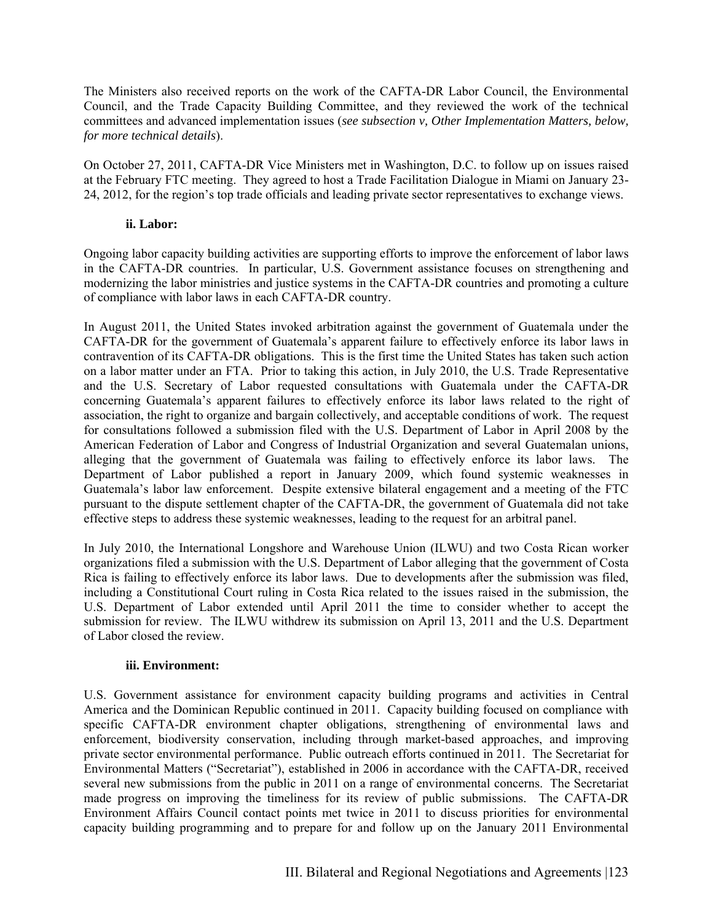The Ministers also received reports on the work of the CAFTA-DR Labor Council, the Environmental Council, and the Trade Capacity Building Committee, and they reviewed the work of the technical committees and advanced implementation issues (*see subsection v, Other Implementation Matters, below, for more technical details*).

On October 27, 2011, CAFTA-DR Vice Ministers met in Washington, D.C. to follow up on issues raised at the February FTC meeting. They agreed to host a Trade Facilitation Dialogue in Miami on January 23-24, 2012, for the region's top trade officials and leading private sector representatives to exchange views.

#### ii. Labor:

Ongoing labor capacity building activities are supporting efforts to improve the enforcement of labor laws in the CAFTA-DR countries. In particular, U.S. Government assistance focuses on strengthening and modernizing the labor ministries and justice systems in the CAFTA-DR countries and promoting a culture of compliance with labor laws in each CAFTA-DR country.

In August 2011, the United States invoked arbitration against the government of Guatemala under the CAFTA-DR for the government of Guatemala's apparent failure to effectively enforce its labor laws in contravention of its CAFTA-DR obligations. This is the first time the United States has taken such action on a labor matter under an FTA. Prior to taking this action, in July 2010, the U.S. Trade Representative and the U.S. Secretary of Labor requested consultations with Guatemala under the CAFTA-DR concerning Guatemala's apparent failures to effectively enforce its labor laws related to the right of association, the right to organize and bargain collectively, and acceptable conditions of work. The request for consultations followed a submission filed with the U.S. Department of Labor in April 2008 by the American Federation of Labor and Congress of Industrial Organization and several Guatemalan unions, alleging that the government of Guatemala was failing to effectively enforce its labor laws. The Department of Labor published a report in January 2009, which found systemic weaknesses in Guatemala's labor law enforcement. Despite extensive bilateral engagement and a meeting of the FTC pursuant to the dispute settlement chapter of the CAFTA-DR, the government of Guatemala did not take effective steps to address these systemic weaknesses, leading to the request for an arbitral panel.

In July 2010, the International Longshore and Warehouse Union (ILWU) and two Costa Rican worker organizations filed a submission with the U.S. Department of Labor alleging that the government of Costa Rica is failing to effectively enforce its labor laws. Due to developments after the submission was filed, including a Constitutional Court ruling in Costa Rica related to the issues raised in the submission, the U.S. Department of Labor extended until April 2011 the time to consider whether to accept the submission for review. The ILWU withdrew its submission on April 13, 2011 and the U.S. Department of Labor closed the review.

#### iii. Environment:

U.S. Government assistance for environment capacity building programs and activities in Central America and the Dominican Republic continued in 2011. Capacity building focused on compliance with specific CAFTA-DR environment chapter obligations, strengthening of environmental laws and enforcement, biodiversity conservation, including through market-based approaches, and improving private sector environmental performance. Public outreach efforts continued in 2011. The Secretariat for Environmental Matters ("Secretariat"), established in 2006 in accordance with the CAFTA-DR, received several new submissions from the public in 2011 on a range of environmental concerns. The Secretariat made progress on improving the timeliness for its review of public submissions. The CAFTA-DR Environment Affairs Council contact points met twice in 2011 to discuss priorities for environmental capacity building programming and to prepare for and follow up on the January 2011 Environmental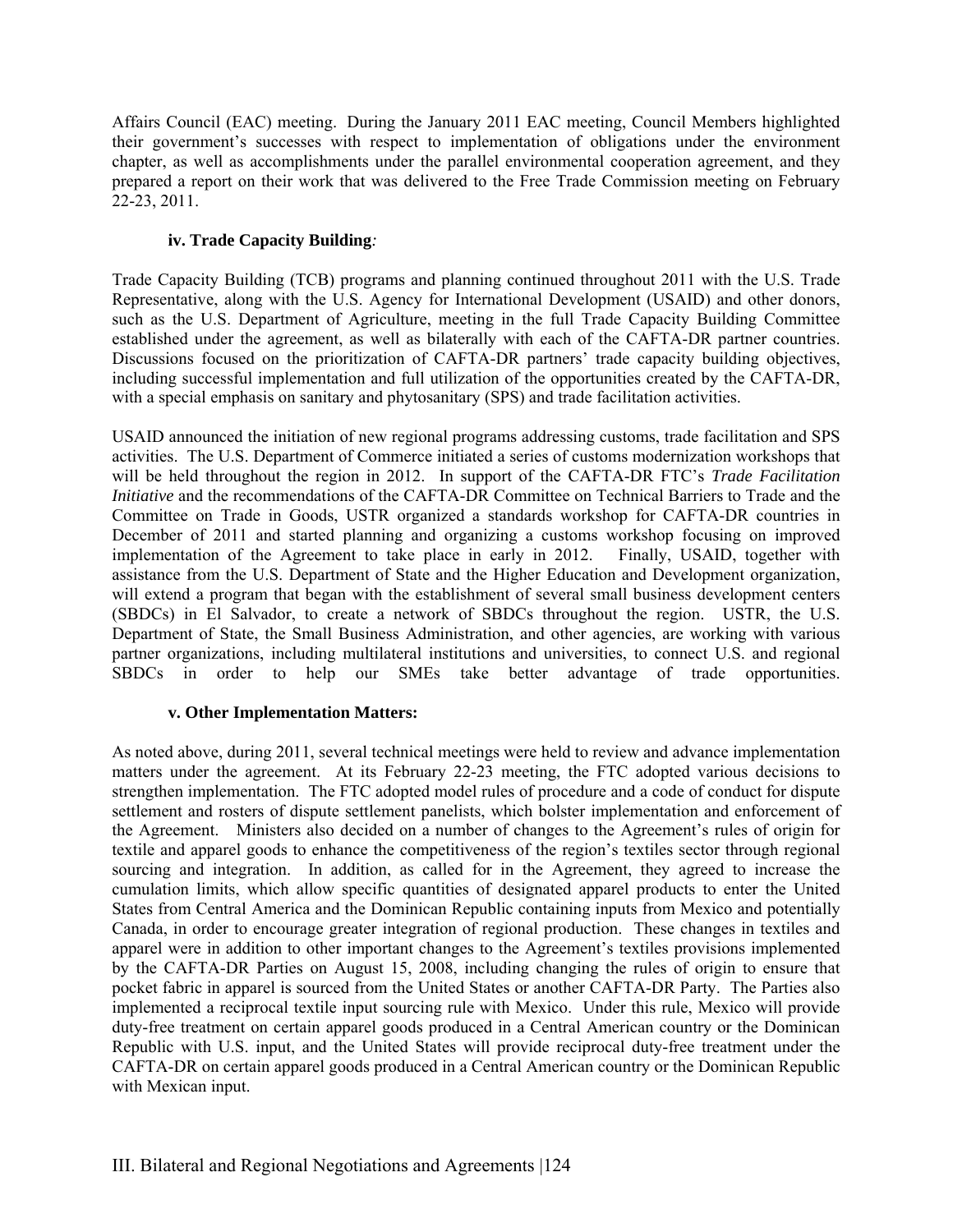Affairs Council (EAC) meeting. During the January 2011 EAC meeting, Council Members highlighted their government's successes with respect to implementation of obligations under the environment chapter, as well as accomplishments under the parallel environmental cooperation agreement, and they prepared a report on their work that was delivered to the Free Trade Commission meeting on February 22-23, 2011.

#### iv. Trade Capacity Building:

Trade Capacity Building (TCB) programs and planning continued throughout 2011 with the U.S. Trade Representative, along with the U.S. Agency for International Development (USAID) and other donors, such as the U.S. Department of Agriculture, meeting in the full Trade Capacity Building Committee established under the agreement, as well as bilaterally with each of the CAFTA-DR partner countries. Discussions focused on the prioritization of CAFTA-DR partners' trade capacity building objectives, including successful implementation and full utilization of the opportunities created by the CAFTA-DR, with a special emphasis on sanitary and phytosanitary (SPS) and trade facilitation activities.

USAID announced the initiation of new regional programs addressing customs, trade facilitation and SPS activities. The U.S. Department of Commerce initiated a series of customs modernization workshops that will be held throughout the region in 2012. In support of the CAFTA-DR FTC's *Trade Facilitation Initiative* and the recommendations of the CAFTA-DR Committee on Technical Barriers to Trade and the Committee on Trade in Goods, USTR organized a standards workshop for CAFTA-DR countries in December of 2011 and started planning and organizing a customs workshop focusing on improved implementation of the Agreement to take place in early in 2012. Finally, USAID, together with assistance from the U.S. Department of State and the Higher Education and Development organization, will extend a program that began with the establishment of several small business development centers (SBDCs) in El Salvador, to create a network of SBDCs throughout the region. USTR, the U.S. Department of State, the Small Business Administration, and other agencies, are working with various partner organizations, including multilateral institutions and universities, to connect U.S. and regional SBDCs in order to help our SMEs take better advantage of trade opportunities.

#### v. Other Implementation Matters:

As noted above, during 2011, several technical meetings were held to review and advance implementation matters under the agreement. At its February 22-23 meeting, the FTC adopted various decisions to strengthen implementation. The FTC adopted model rules of procedure and a code of conduct for dispute settlement and rosters of dispute settlement panelists, which bolster implementation and enforcement of the Agreement. Ministers also decided on a number of changes to the Agreement's rules of origin for textile and apparel goods to enhance the competitiveness of the region's textiles sector through regional sourcing and integration. In addition, as called for in the Agreement, they agreed to increase the cumulation limits, which allow specific quantities of designated apparel products to enter the United States from Central America and the Dominican Republic containing inputs from Mexico and potentially Canada, in order to encourage greater integration of regional production. These changes in textiles and apparel were in addition to other important changes to the Agreement's textiles provisions implemented by the CAFTA-DR Parties on August 15, 2008, including changing the rules of origin to ensure that pocket fabric in apparel is sourced from the United States or another CAFTA-DR Party. The Parties also implemented a reciprocal textile input sourcing rule with Mexico. Under this rule, Mexico will provide duty-free treatment on certain apparel goods produced in a Central American country or the Dominican Republic with U.S. input, and the United States will provide reciprocal duty-free treatment under the CAFTA-DR on certain apparel goods produced in a Central American country or the Dominican Republic with Mexican input.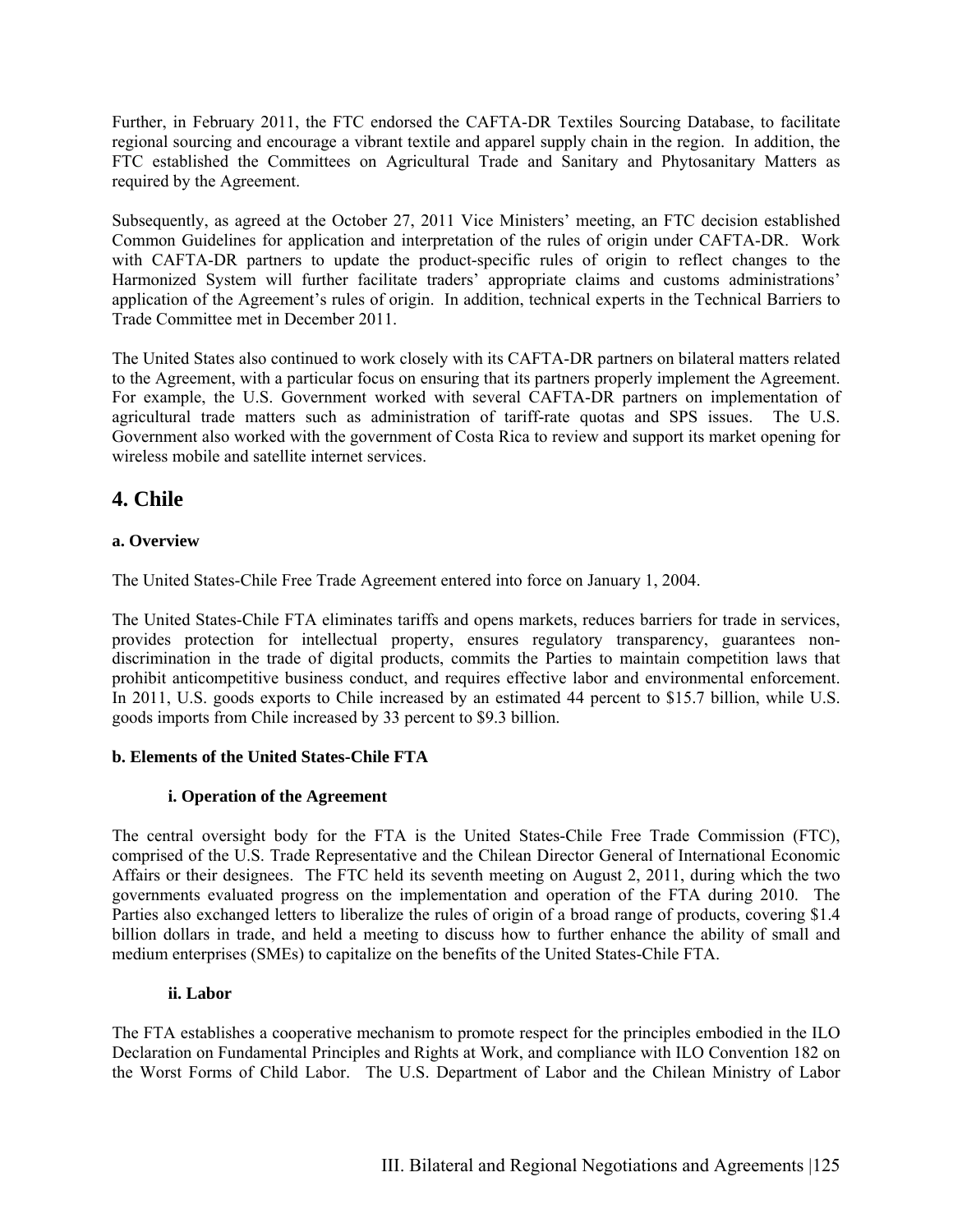Further, in February 2011, the FTC endorsed the CAFTA-DR Textiles Sourcing Database, to facilitate regional sourcing and encourage a vibrant textile and apparel supply chain in the region. In addition, the FTC established the Committees on Agricultural Trade and Sanitary and Phytosanitary Matters as required by the Agreement.

Subsequently, as agreed at the October 27, 2011 Vice Ministers' meeting, an FTC decision established Common Guidelines for application and interpretation of the rules of origin under CAFTA-DR. Work with CAFTA-DR partners to update the product-specific rules of origin to reflect changes to the Harmonized System will further facilitate traders' appropriate claims and customs administrations' application of the Agreement's rules of origin. In addition, technical experts in the Technical Barriers to Trade Committee met in December 2011.

The United States also continued to work closely with its CAFTA-DR partners on bilateral matters related to the Agreement, with a particular focus on ensuring that its partners properly implement the Agreement. For example, the U.S. Government worked with several CAFTA-DR partners on implementation of agricultural trade matters such as administration of tariff-rate quotas and SPS issues. The U.S. Government also worked with the government of Costa Rica to review and support its market opening for wireless mobile and satellite internet services.

## 4. Chile

**a. Overview**

The United States-Chile Free Trade Agreement entered into force on January 1, 2004.

The United States-Chile FTA eliminates tariffs and opens markets, reduces barriers for trade in services, provides protection for intellectual property, ensures regulatory transparency, guarantees non-discrimination in the trade of digital products, commits the Parties to maintain competition laws that prohibit anticompetitive business conduct, and requires effective labor and environmental enforcement. In 2011, U.S. goods exports to Chile increased by an estimated 44 percent to $15.7 billion, while U.S. goods imports from Chile increased by 33 percent to $9.3 billion.

**b. Elements of the United States-Chile FTA**

**i. Operation of the Agreement**

The central oversight body for the FTA is the United States-Chile Free Trade Commission (FTC), comprised of the U.S. Trade Representative and the Chilean Director General of International Economic Affairs or their designees. The FTC held its seventh meeting on August 2, 2011, during which the two governments evaluated progress on the implementation and operation of the FTA during 2010. The Parties also exchanged letters to liberalize the rules of origin of a broad range of products, covering $1.4 billion dollars in trade, and held a meeting to discuss how to further enhance the ability of small and medium enterprises (SMEs) to capitalize on the benefits of the United States-Chile FTA.

**ii. Labor**

The FTA establishes a cooperative mechanism to promote respect for the principles embodied in the ILO Declaration on Fundamental Principles and Rights at Work, and compliance with ILO Convention 182 on the Worst Forms of Child Labor. The U.S. Department of Labor and the Chilean Ministry of Labor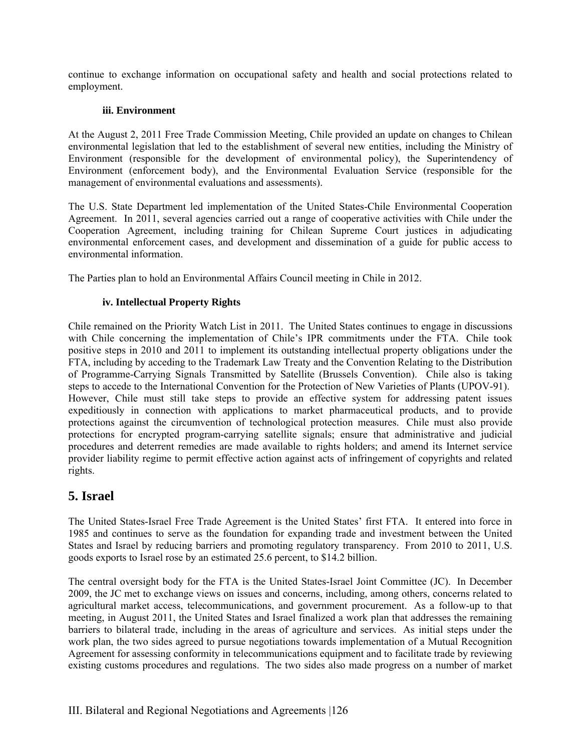continue to exchange information on occupational safety and health and social protections related to employment.

#### iii. Environment

At the August 2, 2011 Free Trade Commission Meeting, Chile provided an update on changes to Chilean environmental legislation that led to the establishment of several new entities, including the Ministry of Environment (responsible for the development of environmental policy), the Superintendency of Environment (enforcement body), and the Environmental Evaluation Service (responsible for the management of environmental evaluations and assessments).

The U.S. State Department led implementation of the United States-Chile Environmental Cooperation Agreement. In 2011, several agencies carried out a range of cooperative activities with Chile under the Cooperation Agreement, including training for Chilean Supreme Court justices in adjudicating environmental enforcement cases, and development and dissemination of a guide for public access to environmental information.

The Parties plan to hold an Environmental Affairs Council meeting in Chile in 2012.

#### iv. Intellectual Property Rights

Chile remained on the Priority Watch List in 2011. The United States continues to engage in discussions with Chile concerning the implementation of Chile's IPR commitments under the FTA. Chile took positive steps in 2010 and 2011 to implement its outstanding intellectual property obligations under the FTA, including by acceding to the Trademark Law Treaty and the Convention Relating to the Distribution of Programme-Carrying Signals Transmitted by Satellite (Brussels Convention). Chile also is taking steps to accede to the International Convention for the Protection of New Varieties of Plants (UPOV-91). However, Chile must still take steps to provide an effective system for addressing patent issues expeditiously in connection with applications to market pharmaceutical products, and to provide protections against the circumvention of technological protection measures. Chile must also provide protections for encrypted program-carrying satellite signals; ensure that administrative and judicial procedures and deterrent remedies are made available to rights holders; and amend its Internet service provider liability regime to permit effective action against acts of infringement of copyrights and related rights.

## 5. Israel

The United States-Israel Free Trade Agreement is the United States' first FTA. It entered into force in 1985 and continues to serve as the foundation for expanding trade and investment between the United States and Israel by reducing barriers and promoting regulatory transparency. From 2010 to 2011, U.S. goods exports to Israel rose by an estimated 25.6 percent, to $14.2 billion.

The central oversight body for the FTA is the United States-Israel Joint Committee (JC). In December 2009, the JC met to exchange views on issues and concerns, including, among others, concerns related to agricultural market access, telecommunications, and government procurement. As a follow-up to that meeting, in August 2011, the United States and Israel finalized a work plan that addresses the remaining barriers to bilateral trade, including in the areas of agriculture and services. As initial steps under the work plan, the two sides agreed to pursue negotiations towards implementation of a Mutual Recognition Agreement for assessing conformity in telecommunications equipment and to facilitate trade by reviewing existing customs procedures and regulations. The two sides also made progress on a number of market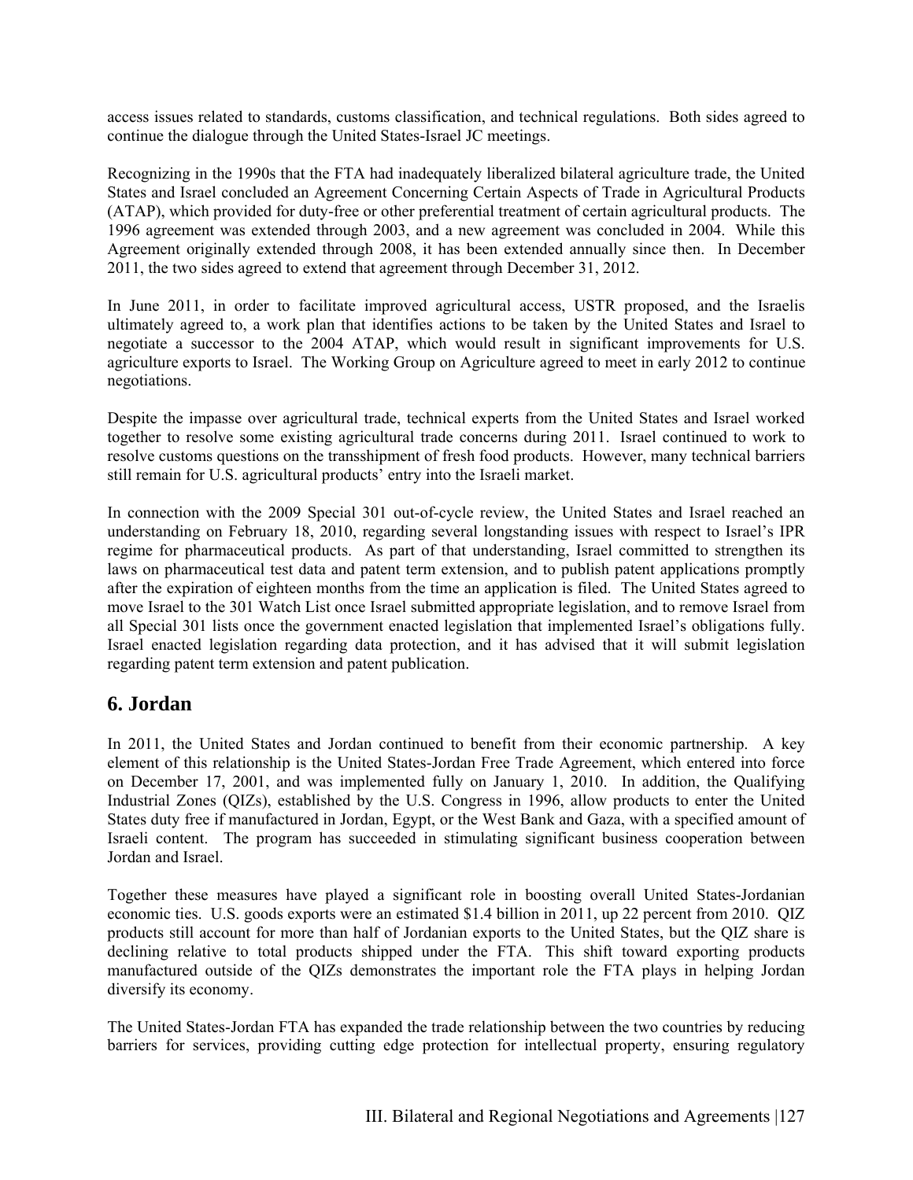access issues related to standards, customs classification, and technical regulations. Both sides agreed to continue the dialogue through the United States-Israel JC meetings.

Recognizing in the 1990s that the FTA had inadequately liberalized bilateral agriculture trade, the United States and Israel concluded an Agreement Concerning Certain Aspects of Trade in Agricultural Products (ATAP), which provided for duty-free or other preferential treatment of certain agricultural products. The 1996 agreement was extended through 2003, and a new agreement was concluded in 2004. While this Agreement originally extended through 2008, it has been extended annually since then. In December 2011, the two sides agreed to extend that agreement through December 31, 2012.

In June 2011, in order to facilitate improved agricultural access, USTR proposed, and the Israelis ultimately agreed to, a work plan that identifies actions to be taken by the United States and Israel to negotiate a successor to the 2004 ATAP, which would result in significant improvements for U.S. agriculture exports to Israel. The Working Group on Agriculture agreed to meet in early 2012 to continue negotiations.

Despite the impasse over agricultural trade, technical experts from the United States and Israel worked together to resolve some existing agricultural trade concerns during 2011. Israel continued to work to resolve customs questions on the transshipment of fresh food products. However, many technical barriers still remain for U.S. agricultural products' entry into the Israeli market.

In connection with the 2009 Special 301 out-of-cycle review, the United States and Israel reached an understanding on February 18, 2010, regarding several longstanding issues with respect to Israel's IPR regime for pharmaceutical products. As part of that understanding, Israel committed to strengthen its laws on pharmaceutical test data and patent term extension, and to publish patent applications promptly after the expiration of eighteen months from the time an application is filed. The United States agreed to move Israel to the 301 Watch List once Israel submitted appropriate legislation, and to remove Israel from all Special 301 lists once the government enacted legislation that implemented Israel's obligations fully. Israel enacted legislation regarding data protection, and it has advised that it will submit legislation regarding patent term extension and patent publication.

## 6. Jordan

In 2011, the United States and Jordan continued to benefit from their economic partnership. A key element of this relationship is the United States-Jordan Free Trade Agreement, which entered into force on December 17, 2001, and was implemented fully on January 1, 2010. In addition, the Qualifying Industrial Zones (QIZs), established by the U.S. Congress in 1996, allow products to enter the United States duty free if manufactured in Jordan, Egypt, or the West Bank and Gaza, with a specified amount of Israeli content. The program has succeeded in stimulating significant business cooperation between Jordan and Israel.

Together these measures have played a significant role in boosting overall United States-Jordanian economic ties. U.S. goods exports were an estimated $1.4 billion in 2011, up 22 percent from 2010. QIZ products still account for more than half of Jordanian exports to the United States, but the QIZ share is declining relative to total products shipped under the FTA. This shift toward exporting products manufactured outside of the QIZs demonstrates the important role the FTA plays in helping Jordan diversify its economy.

The United States-Jordan FTA has expanded the trade relationship between the two countries by reducing barriers for services, providing cutting edge protection for intellectual property, ensuring regulatory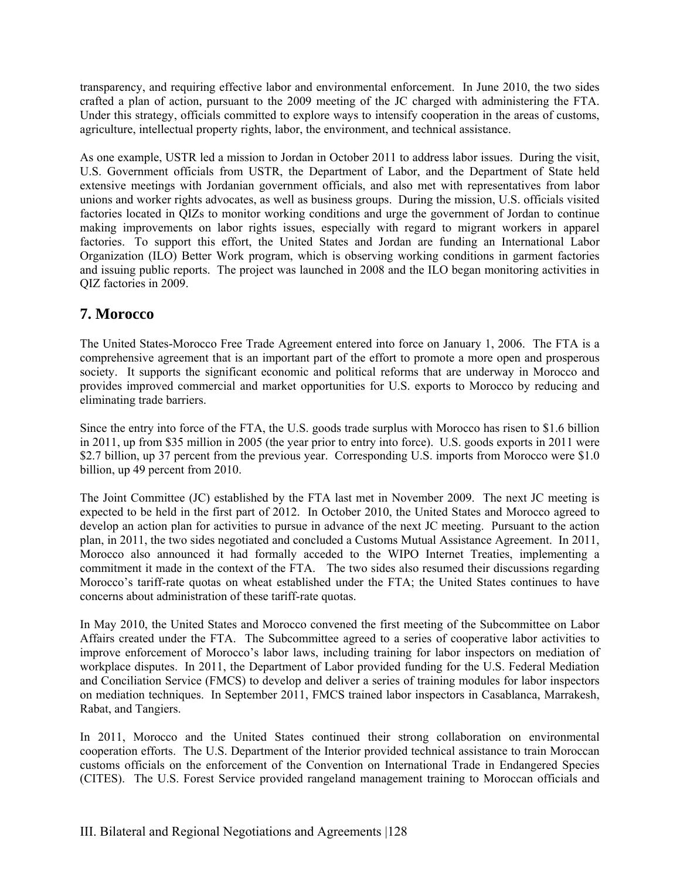transparency, and requiring effective labor and environmental enforcement. In June 2010, the two sides crafted a plan of action, pursuant to the 2009 meeting of the JC charged with administering the FTA. Under this strategy, officials committed to explore ways to intensify cooperation in the areas of customs, agriculture, intellectual property rights, labor, the environment, and technical assistance.

As one example, USTR led a mission to Jordan in October 2011 to address labor issues. During the visit, U.S. Government officials from USTR, the Department of Labor, and the Department of State held extensive meetings with Jordanian government officials, and also met with representatives from labor unions and worker rights advocates, as well as business groups. During the mission, U.S. officials visited factories located in QIZs to monitor working conditions and urge the government of Jordan to continue making improvements on labor rights issues, especially with regard to migrant workers in apparel factories. To support this effort, the United States and Jordan are funding an International Labor Organization (ILO) Better Work program, which is observing working conditions in garment factories and issuing public reports. The project was launched in 2008 and the ILO began monitoring activities in QIZ factories in 2009.

## 7. Morocco

The United States-Morocco Free Trade Agreement entered into force on January 1, 2006. The FTA is a comprehensive agreement that is an important part of the effort to promote a more open and prosperous society. It supports the significant economic and political reforms that are underway in Morocco and provides improved commercial and market opportunities for U.S. exports to Morocco by reducing and eliminating trade barriers.

Since the entry into force of the FTA, the U.S. goods trade surplus with Morocco has risen to $1.6 billion in 2011, up from $35 million in 2005 (the year prior to entry into force). U.S. goods exports in 2011 were $2.7 billion, up 37 percent from the previous year. Corresponding U.S. imports from Morocco were $1.0 billion, up 49 percent from 2010.

The Joint Committee (JC) established by the FTA last met in November 2009. The next JC meeting is expected to be held in the first part of 2012. In October 2010, the United States and Morocco agreed to develop an action plan for activities to pursue in advance of the next JC meeting. Pursuant to the action plan, in 2011, the two sides negotiated and concluded a Customs Mutual Assistance Agreement. In 2011, Morocco also announced it had formally acceded to the WIPO Internet Treaties, implementing a commitment it made in the context of the FTA. The two sides also resumed their discussions regarding Morocco's tariff-rate quotas on wheat established under the FTA; the United States continues to have concerns about administration of these tariff-rate quotas.

In May 2010, the United States and Morocco convened the first meeting of the Subcommittee on Labor Affairs created under the FTA. The Subcommittee agreed to a series of cooperative labor activities to improve enforcement of Morocco's labor laws, including training for labor inspectors on mediation of workplace disputes. In 2011, the Department of Labor provided funding for the U.S. Federal Mediation and Conciliation Service (FMCS) to develop and deliver a series of training modules for labor inspectors on mediation techniques. In September 2011, FMCS trained labor inspectors in Casablanca, Marrakesh, Rabat, and Tangiers.

In 2011, Morocco and the United States continued their strong collaboration on environmental cooperation efforts. The U.S. Department of the Interior provided technical assistance to train Moroccan customs officials on the enforcement of the Convention on International Trade in Endangered Species (CITES). The U.S. Forest Service provided rangeland management training to Moroccan officials and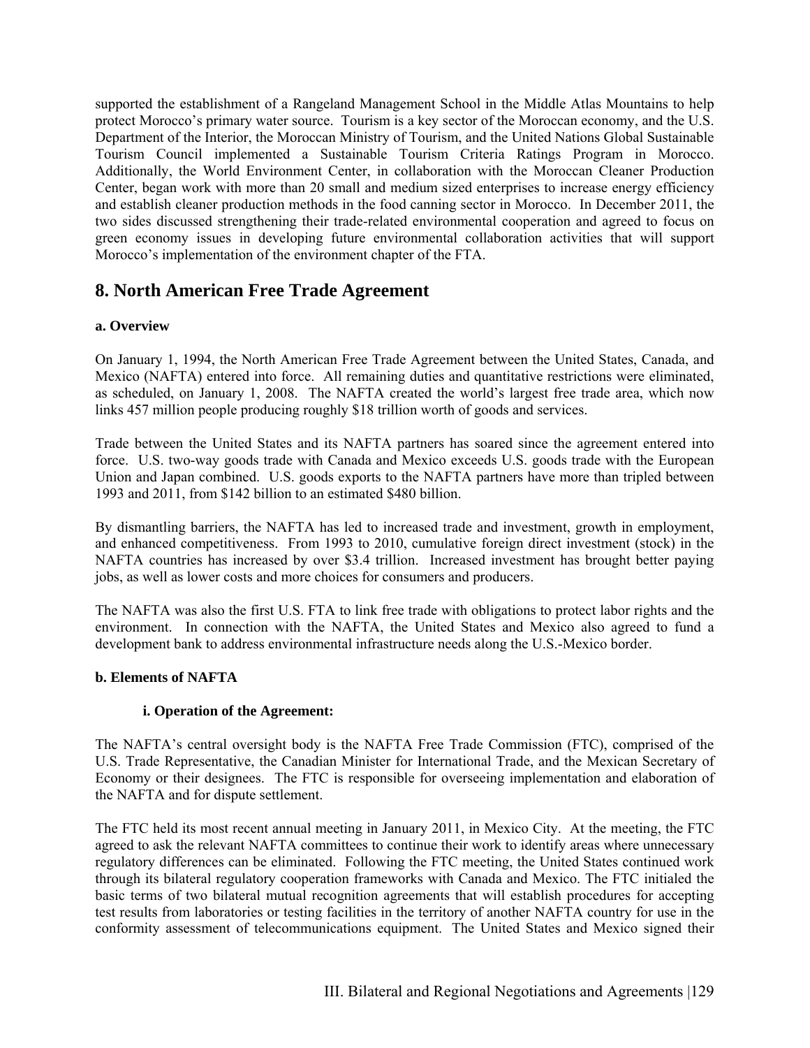supported the establishment of a Rangeland Management School in the Middle Atlas Mountains to help protect Morocco's primary water source. Tourism is a key sector of the Moroccan economy, and the U.S. Department of the Interior, the Moroccan Ministry of Tourism, and the United Nations Global Sustainable Tourism Council implemented a Sustainable Tourism Criteria Ratings Program in Morocco. Additionally, the World Environment Center, in collaboration with the Moroccan Cleaner Production Center, began work with more than 20 small and medium sized enterprises to increase energy efficiency and establish cleaner production methods in the food canning sector in Morocco. In December 2011, the two sides discussed strengthening their trade-related environmental cooperation and agreed to focus on green economy issues in developing future environmental collaboration activities that will support Morocco's implementation of the environment chapter of the FTA.

## 8. North American Free Trade Agreement

### a. Overview

On January 1, 1994, the North American Free Trade Agreement between the United States, Canada, and Mexico (NAFTA) entered into force. All remaining duties and quantitative restrictions were eliminated, as scheduled, on January 1, 2008. The NAFTA created the world's largest free trade area, which now links 457 million people producing roughly $18 trillion worth of goods and services.

Trade between the United States and its NAFTA partners has soared since the agreement entered into force. U.S. two-way goods trade with Canada and Mexico exceeds U.S. goods trade with the European Union and Japan combined. U.S. goods exports to the NAFTA partners have more than tripled between 1993 and 2011, from $142 billion to an estimated $480 billion.

By dismantling barriers, the NAFTA has led to increased trade and investment, growth in employment, and enhanced competitiveness. From 1993 to 2010, cumulative foreign direct investment (stock) in the NAFTA countries has increased by over $3.4 trillion. Increased investment has brought better paying jobs, as well as lower costs and more choices for consumers and producers.

The NAFTA was also the first U.S. FTA to link free trade with obligations to protect labor rights and the environment. In connection with the NAFTA, the United States and Mexico also agreed to fund a development bank to address environmental infrastructure needs along the U.S.-Mexico border.

### b. Elements of NAFTA

#### i. Operation of the Agreement:

The NAFTA's central oversight body is the NAFTA Free Trade Commission (FTC), comprised of the U.S. Trade Representative, the Canadian Minister for International Trade, and the Mexican Secretary of Economy or their designees. The FTC is responsible for overseeing implementation and elaboration of the NAFTA and for dispute settlement.

The FTC held its most recent annual meeting in January 2011, in Mexico City. At the meeting, the FTC agreed to ask the relevant NAFTA committees to continue their work to identify areas where unnecessary regulatory differences can be eliminated. Following the FTC meeting, the United States continued work through its bilateral regulatory cooperation frameworks with Canada and Mexico. The FTC initialed the basic terms of two bilateral mutual recognition agreements that will establish procedures for accepting test results from laboratories or testing facilities in the territory of another NAFTA country for use in the conformity assessment of telecommunications equipment. The United States and Mexico signed their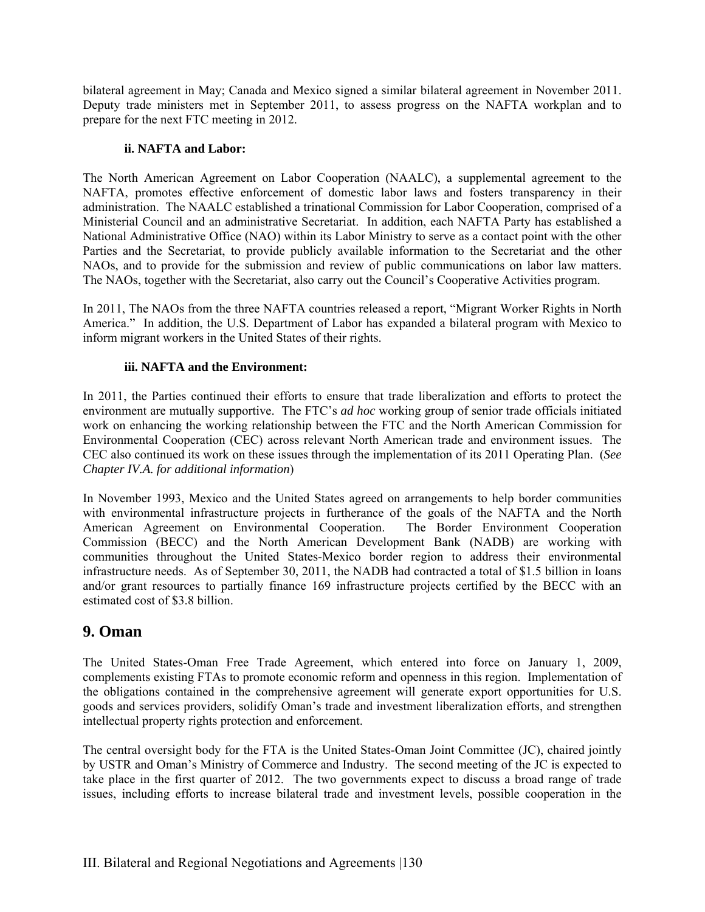bilateral agreement in May; Canada and Mexico signed a similar bilateral agreement in November 2011. Deputy trade ministers met in September 2011, to assess progress on the NAFTA workplan and to prepare for the next FTC meeting in 2012.

#### ii. NAFTA and Labor:

The North American Agreement on Labor Cooperation (NAALC), a supplemental agreement to the NAFTA, promotes effective enforcement of domestic labor laws and fosters transparency in their administration. The NAALC established a trinational Commission for Labor Cooperation, comprised of a Ministerial Council and an administrative Secretariat. In addition, each NAFTA Party has established a National Administrative Office (NAO) within its Labor Ministry to serve as a contact point with the other Parties and the Secretariat, to provide publicly available information to the Secretariat and the other NAOs, and to provide for the submission and review of public communications on labor law matters. The NAOs, together with the Secretariat, also carry out the Council's Cooperative Activities program.

In 2011, The NAOs from the three NAFTA countries released a report, "Migrant Worker Rights in North America." In addition, the U.S. Department of Labor has expanded a bilateral program with Mexico to inform migrant workers in the United States of their rights.

#### iii. NAFTA and the Environment:

In 2011, the Parties continued their efforts to ensure that trade liberalization and efforts to protect the environment are mutually supportive. The FTC's *ad hoc* working group of senior trade officials initiated work on enhancing the working relationship between the FTC and the North American Commission for Environmental Cooperation (CEC) across relevant North American trade and environment issues. The CEC also continued its work on these issues through the implementation of its 2011 Operating Plan. (*See Chapter IV.A. for additional information*)

In November 1993, Mexico and the United States agreed on arrangements to help border communities with environmental infrastructure projects in furtherance of the goals of the NAFTA and the North American Agreement on Environmental Cooperation. The Border Environment Cooperation Commission (BECC) and the North American Development Bank (NADB) are working with communities throughout the United States-Mexico border region to address their environmental infrastructure needs. As of September 30, 2011, the NADB had contracted a total of $1.5 billion in loans and/or grant resources to partially finance 169 infrastructure projects certified by the BECC with an estimated cost of $3.8 billion.

## 9. Oman

The United States-Oman Free Trade Agreement, which entered into force on January 1, 2009, complements existing FTAs to promote economic reform and openness in this region. Implementation of the obligations contained in the comprehensive agreement will generate export opportunities for U.S. goods and services providers, solidify Oman's trade and investment liberalization efforts, and strengthen intellectual property rights protection and enforcement.

The central oversight body for the FTA is the United States-Oman Joint Committee (JC), chaired jointly by USTR and Oman's Ministry of Commerce and Industry. The second meeting of the JC is expected to take place in the first quarter of 2012. The two governments expect to discuss a broad range of trade issues, including efforts to increase bilateral trade and investment levels, possible cooperation in the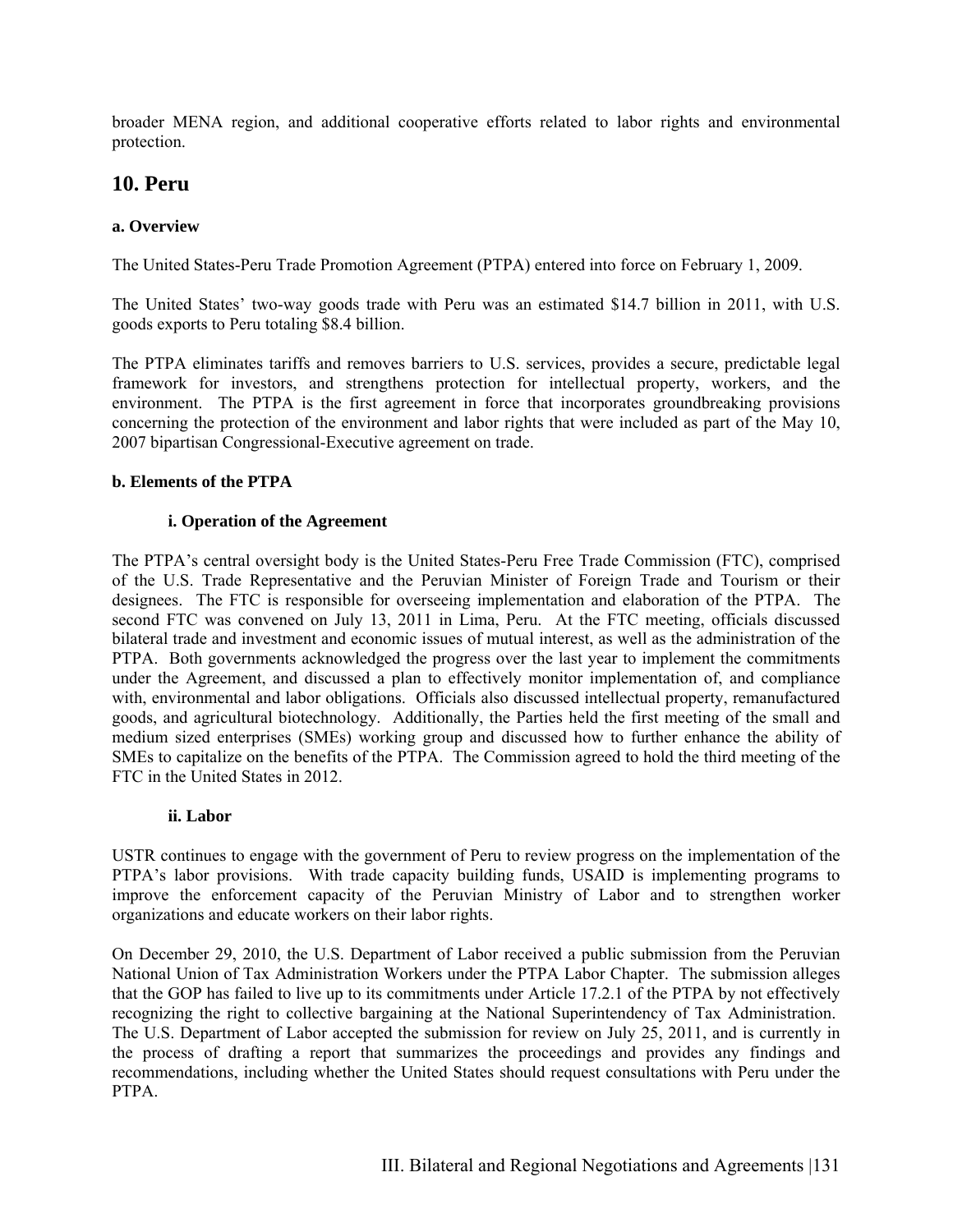broader MENA region, and additional cooperative efforts related to labor rights and environmental protection.

## 10. Peru

### a. Overview

The United States-Peru Trade Promotion Agreement (PTPA) entered into force on February 1, 2009.

The United States' two-way goods trade with Peru was an estimated $14.7 billion in 2011, with U.S. goods exports to Peru totaling $8.4 billion.

The PTPA eliminates tariffs and removes barriers to U.S. services, provides a secure, predictable legal framework for investors, and strengthens protection for intellectual property, workers, and the environment. The PTPA is the first agreement in force that incorporates groundbreaking provisions concerning the protection of the environment and labor rights that were included as part of the May 10, 2007 bipartisan Congressional-Executive agreement on trade.

### b. Elements of the PTPA

#### i. Operation of the Agreement

The PTPA's central oversight body is the United States-Peru Free Trade Commission (FTC), comprised of the U.S. Trade Representative and the Peruvian Minister of Foreign Trade and Tourism or their designees. The FTC is responsible for overseeing implementation and elaboration of the PTPA. The second FTC was convened on July 13, 2011 in Lima, Peru. At the FTC meeting, officials discussed bilateral trade and investment and economic issues of mutual interest, as well as the administration of the PTPA. Both governments acknowledged the progress over the last year to implement the commitments under the Agreement, and discussed a plan to effectively monitor implementation of, and compliance with, environmental and labor obligations. Officials also discussed intellectual property, remanufactured goods, and agricultural biotechnology. Additionally, the Parties held the first meeting of the small and medium sized enterprises (SMEs) working group and discussed how to further enhance the ability of SMEs to capitalize on the benefits of the PTPA. The Commission agreed to hold the third meeting of the FTC in the United States in 2012.

#### ii. Labor

USTR continues to engage with the government of Peru to review progress on the implementation of the PTPA's labor provisions. With trade capacity building funds, USAID is implementing programs to improve the enforcement capacity of the Peruvian Ministry of Labor and to strengthen worker organizations and educate workers on their labor rights.

On December 29, 2010, the U.S. Department of Labor received a public submission from the Peruvian National Union of Tax Administration Workers under the PTPA Labor Chapter. The submission alleges that the GOP has failed to live up to its commitments under Article 17.2.1 of the PTPA by not effectively recognizing the right to collective bargaining at the National Superintendency of Tax Administration. The U.S. Department of Labor accepted the submission for review on July 25, 2011, and is currently in the process of drafting a report that summarizes the proceedings and provides any findings and recommendations, including whether the United States should request consultations with Peru under the PTPA.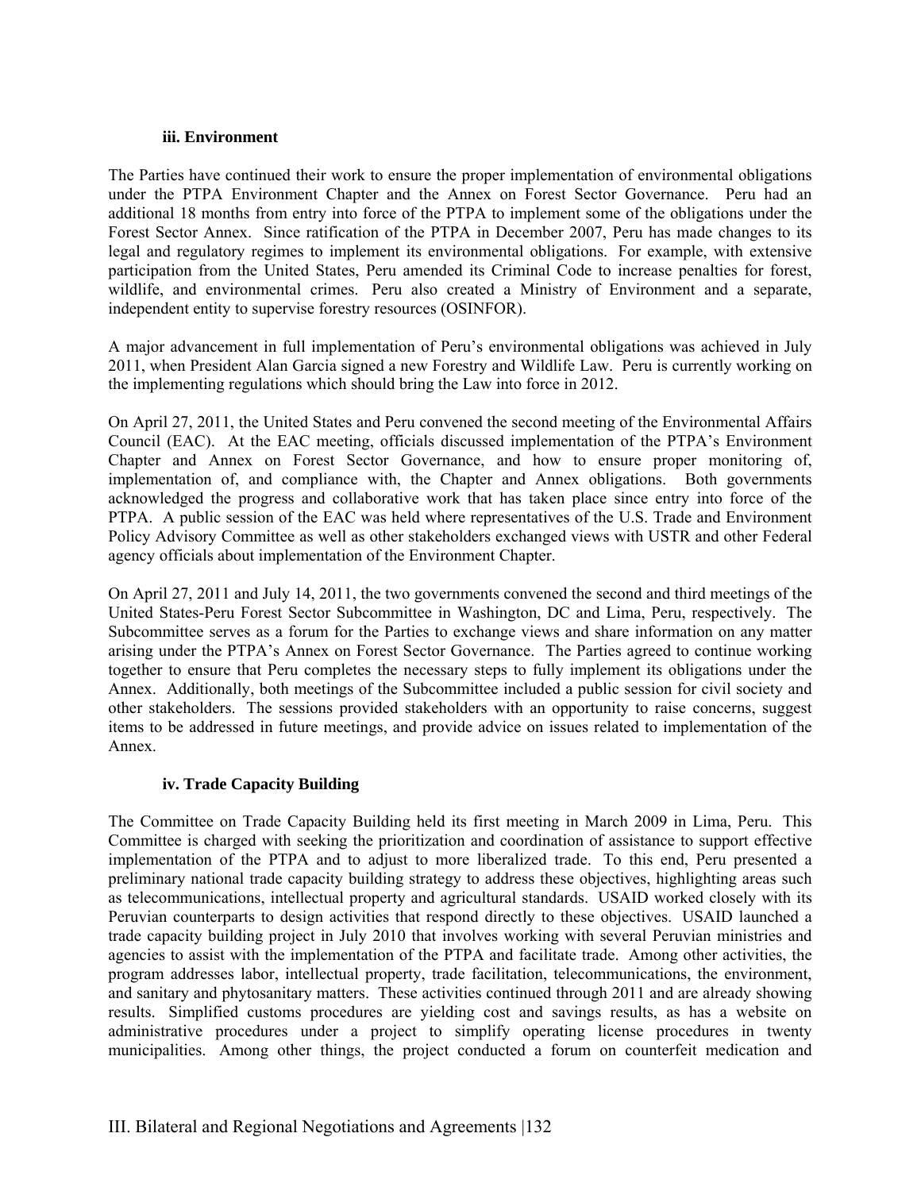#### iii. Environment

The Parties have continued their work to ensure the proper implementation of environmental obligations under the PTPA Environment Chapter and the Annex on Forest Sector Governance. Peru had an additional 18 months from entry into force of the PTPA to implement some of the obligations under the Forest Sector Annex. Since ratification of the PTPA in December 2007, Peru has made changes to its legal and regulatory regimes to implement its environmental obligations. For example, with extensive participation from the United States, Peru amended its Criminal Code to increase penalties for forest, wildlife, and environmental crimes. Peru also created a Ministry of Environment and a separate, independent entity to supervise forestry resources (OSINFOR).

A major advancement in full implementation of Peru's environmental obligations was achieved in July 2011, when President Alan Garcia signed a new Forestry and Wildlife Law. Peru is currently working on the implementing regulations which should bring the Law into force in 2012.

On April 27, 2011, the United States and Peru convened the second meeting of the Environmental Affairs Council (EAC). At the EAC meeting, officials discussed implementation of the PTPA's Environment Chapter and Annex on Forest Sector Governance, and how to ensure proper monitoring of, implementation of, and compliance with, the Chapter and Annex obligations. Both governments acknowledged the progress and collaborative work that has taken place since entry into force of the PTPA. A public session of the EAC was held where representatives of the U.S. Trade and Environment Policy Advisory Committee as well as other stakeholders exchanged views with USTR and other Federal agency officials about implementation of the Environment Chapter.

On April 27, 2011 and July 14, 2011, the two governments convened the second and third meetings of the United States-Peru Forest Sector Subcommittee in Washington, DC and Lima, Peru, respectively. The Subcommittee serves as a forum for the Parties to exchange views and share information on any matter arising under the PTPA's Annex on Forest Sector Governance. The Parties agreed to continue working together to ensure that Peru completes the necessary steps to fully implement its obligations under the Annex. Additionally, both meetings of the Subcommittee included a public session for civil society and other stakeholders. The sessions provided stakeholders with an opportunity to raise concerns, suggest items to be addressed in future meetings, and provide advice on issues related to implementation of the Annex.

#### iv. Trade Capacity Building

The Committee on Trade Capacity Building held its first meeting in March 2009 in Lima, Peru. This Committee is charged with seeking the prioritization and coordination of assistance to support effective implementation of the PTPA and to adjust to more liberalized trade. To this end, Peru presented a preliminary national trade capacity building strategy to address these objectives, highlighting areas such as telecommunications, intellectual property and agricultural standards. USAID worked closely with its Peruvian counterparts to design activities that respond directly to these objectives. USAID launched a trade capacity building project in July 2010 that involves working with several Peruvian ministries and agencies to assist with the implementation of the PTPA and facilitate trade. Among other activities, the program addresses labor, intellectual property, trade facilitation, telecommunications, the environment, and sanitary and phytosanitary matters. These activities continued through 2011 and are already showing results. Simplified customs procedures are yielding cost and savings results, as has a website on administrative procedures under a project to simplify operating license procedures in twenty municipalities. Among other things, the project conducted a forum on counterfeit medication and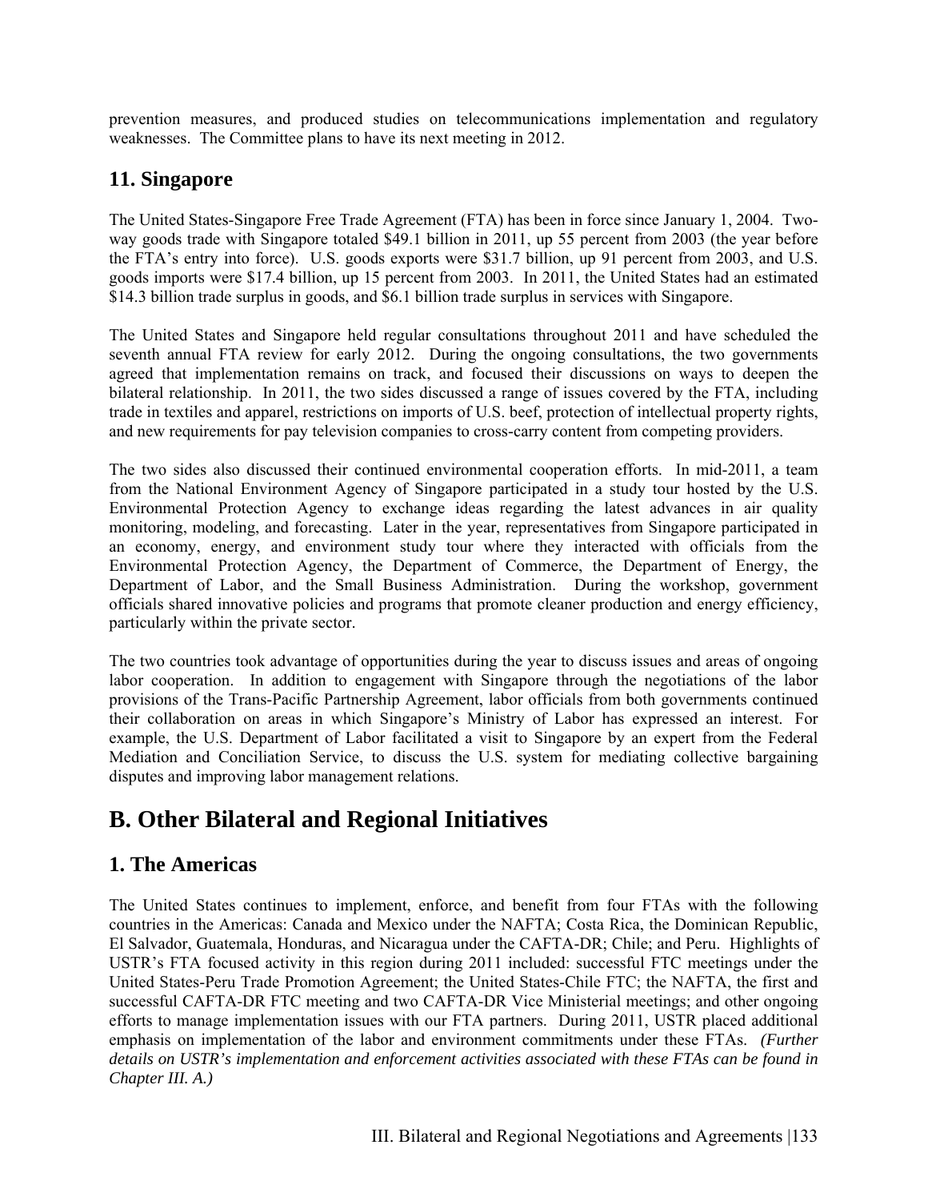prevention measures, and produced studies on telecommunications implementation and regulatory weaknesses. The Committee plans to have its next meeting in 2012.

## 11. Singapore

The United States-Singapore Free Trade Agreement (FTA) has been in force since January 1, 2004. Two-way goods trade with Singapore totaled $49.1 billion in 2011, up 55 percent from 2003 (the year before the FTA's entry into force). U.S. goods exports were $31.7 billion, up 91 percent from 2003, and U.S. goods imports were $17.4 billion, up 15 percent from 2003. In 2011, the United States had an estimated $14.3 billion trade surplus in goods, and $6.1 billion trade surplus in services with Singapore.

The United States and Singapore held regular consultations throughout 2011 and have scheduled the seventh annual FTA review for early 2012. During the ongoing consultations, the two governments agreed that implementation remains on track, and focused their discussions on ways to deepen the bilateral relationship. In 2011, the two sides discussed a range of issues covered by the FTA, including trade in textiles and apparel, restrictions on imports of U.S. beef, protection of intellectual property rights, and new requirements for pay television companies to cross-carry content from competing providers.

The two sides also discussed their continued environmental cooperation efforts. In mid-2011, a team from the National Environment Agency of Singapore participated in a study tour hosted by the U.S. Environmental Protection Agency to exchange ideas regarding the latest advances in air quality monitoring, modeling, and forecasting. Later in the year, representatives from Singapore participated in an economy, energy, and environment study tour where they interacted with officials from the Environmental Protection Agency, the Department of Commerce, the Department of Energy, the Department of Labor, and the Small Business Administration. During the workshop, government officials shared innovative policies and programs that promote cleaner production and energy efficiency, particularly within the private sector.

The two countries took advantage of opportunities during the year to discuss issues and areas of ongoing labor cooperation. In addition to engagement with Singapore through the negotiations of the labor provisions of the Trans-Pacific Partnership Agreement, labor officials from both governments continued their collaboration on areas in which Singapore's Ministry of Labor has expressed an interest. For example, the U.S. Department of Labor facilitated a visit to Singapore by an expert from the Federal Mediation and Conciliation Service, to discuss the U.S. system for mediating collective bargaining disputes and improving labor management relations.

# B. Other Bilateral and Regional Initiatives

## 1. The Americas

The United States continues to implement, enforce, and benefit from four FTAs with the following countries in the Americas: Canada and Mexico under the NAFTA; Costa Rica, the Dominican Republic, El Salvador, Guatemala, Honduras, and Nicaragua under the CAFTA-DR; Chile; and Peru. Highlights of USTR's FTA focused activity in this region during 2011 included: successful FTC meetings under the United States-Peru Trade Promotion Agreement; the United States-Chile FTC; the NAFTA, the first and successful CAFTA-DR FTC meeting and two CAFTA-DR Vice Ministerial meetings; and other ongoing efforts to manage implementation issues with our FTA partners. During 2011, USTR placed additional emphasis on implementation of the labor and environment commitments under these FTAs. *(Further details on USTR's implementation and enforcement activities associated with these FTAs can be found in Chapter III. A.)*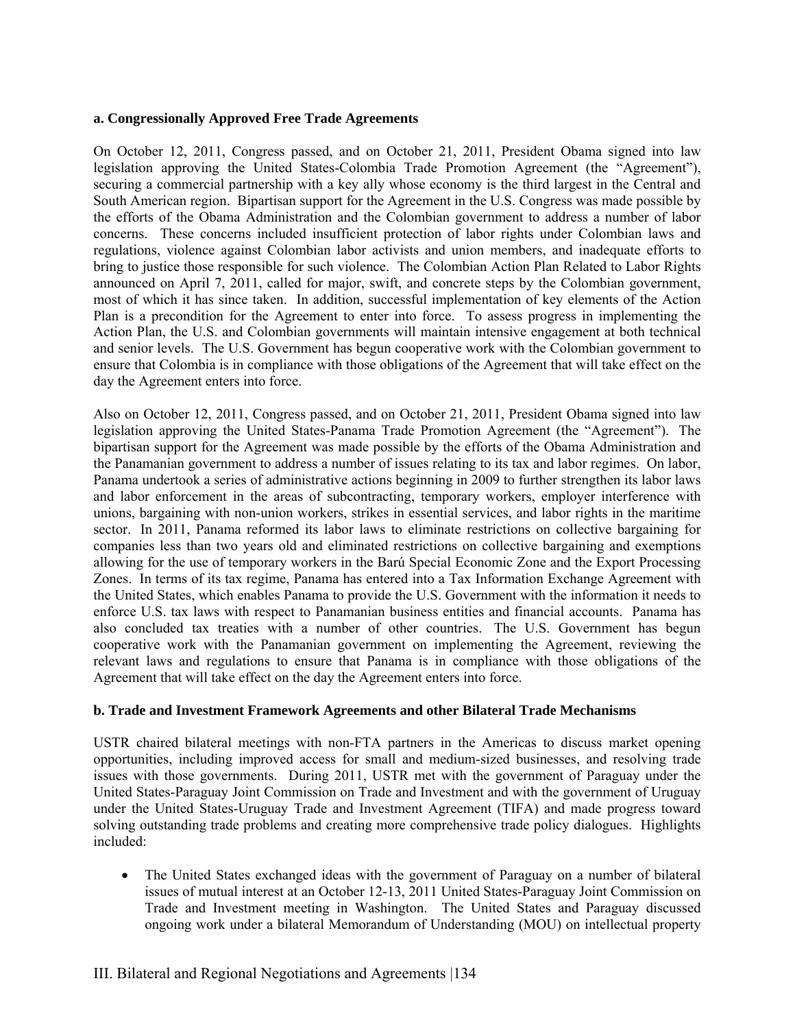**a. Congressionally Approved Free Trade Agreements**

On October 12, 2011, Congress passed, and on October 21, 2011, President Obama signed into law legislation approving the United States-Colombia Trade Promotion Agreement (the "Agreement"), securing a commercial partnership with a key ally whose economy is the third largest in the Central and South American region. Bipartisan support for the Agreement in the U.S. Congress was made possible by the efforts of the Obama Administration and the Colombian government to address a number of labor concerns. These concerns included insufficient protection of labor rights under Colombian laws and regulations, violence against Colombian labor activists and union members, and inadequate efforts to bring to justice those responsible for such violence. The Colombian Action Plan Related to Labor Rights announced on April 7, 2011, called for major, swift, and concrete steps by the Colombian government, most of which it has since taken. In addition, successful implementation of key elements of the Action Plan is a precondition for the Agreement to enter into force. To assess progress in implementing the Action Plan, the U.S. and Colombian governments will maintain intensive engagement at both technical and senior levels. The U.S. Government has begun cooperative work with the Colombian government to ensure that Colombia is in compliance with those obligations of the Agreement that will take effect on the day the Agreement enters into force.

Also on October 12, 2011, Congress passed, and on October 21, 2011, President Obama signed into law legislation approving the United States-Panama Trade Promotion Agreement (the "Agreement"). The bipartisan support for the Agreement was made possible by the efforts of the Obama Administration and the Panamanian government to address a number of issues relating to its tax and labor regimes. On labor, Panama undertook a series of administrative actions beginning in 2009 to further strengthen its labor laws and labor enforcement in the areas of subcontracting, temporary workers, employer interference with unions, bargaining with non-union workers, strikes in essential services, and labor rights in the maritime sector. In 2011, Panama reformed its labor laws to eliminate restrictions on collective bargaining for companies less than two years old and eliminated restrictions on collective bargaining and exemptions allowing for the use of temporary workers in the Barú Special Economic Zone and the Export Processing Zones. In terms of its tax regime, Panama has entered into a Tax Information Exchange Agreement with the United States, which enables Panama to provide the U.S. Government with the information it needs to enforce U.S. tax laws with respect to Panamanian business entities and financial accounts. Panama has also concluded tax treaties with a number of other countries. The U.S. Government has begun cooperative work with the Panamanian government on implementing the Agreement, reviewing the relevant laws and regulations to ensure that Panama is in compliance with those obligations of the Agreement that will take effect on the day the Agreement enters into force.

**b. Trade and Investment Framework Agreements and other Bilateral Trade Mechanisms**

USTR chaired bilateral meetings with non-FTA partners in the Americas to discuss market opening opportunities, including improved access for small and medium-sized businesses, and resolving trade issues with those governments. During 2011, USTR met with the government of Paraguay under the United States-Paraguay Joint Commission on Trade and Investment and with the government of Uruguay under the United States-Uruguay Trade and Investment Agreement (TIFA) and made progress toward solving outstanding trade problems and creating more comprehensive trade policy dialogues. Highlights included:

- The United States exchanged ideas with the government of Paraguay on a number of bilateral issues of mutual interest at an October 12-13, 2011 United States-Paraguay Joint Commission on Trade and Investment meeting in Washington. The United States and Paraguay discussed ongoing work under a bilateral Memorandum of Understanding (MOU) on intellectual property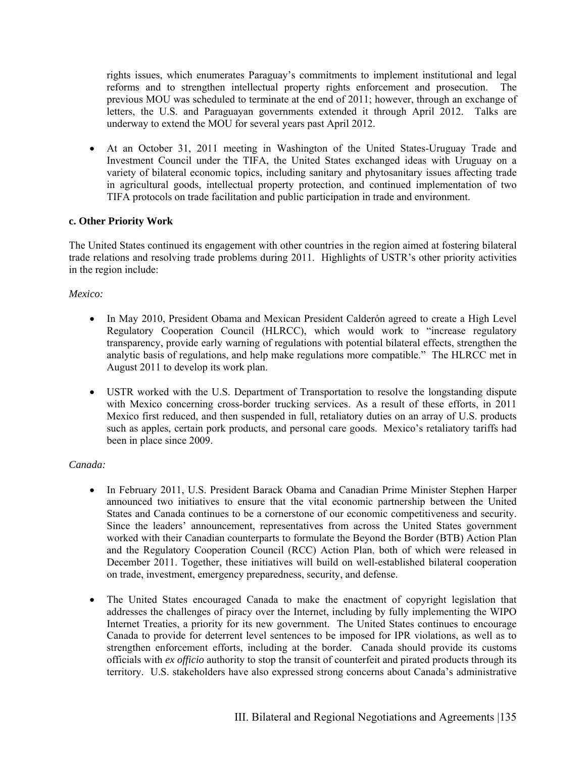rights issues, which enumerates Paraguay's commitments to implement institutional and legal reforms and to strengthen intellectual property rights enforcement and prosecution. The previous MOU was scheduled to terminate at the end of 2011; however, through an exchange of letters, the U.S. and Paraguayan governments extended it through April 2012. Talks are underway to extend the MOU for several years past April 2012.

- At an October 31, 2011 meeting in Washington of the United States-Uruguay Trade and Investment Council under the TIFA, the United States exchanged ideas with Uruguay on a variety of bilateral economic topics, including sanitary and phytosanitary issues affecting trade in agricultural goods, intellectual property protection, and continued implementation of two TIFA protocols on trade facilitation and public participation in trade and environment.

**c. Other Priority Work**

The United States continued its engagement with other countries in the region aimed at fostering bilateral trade relations and resolving trade problems during 2011. Highlights of USTR's other priority activities in the region include:

*Mexico:*

- In May 2010, President Obama and Mexican President Calderón agreed to create a High Level Regulatory Cooperation Council (HLRCC), which would work to "increase regulatory transparency, provide early warning of regulations with potential bilateral effects, strengthen the analytic basis of regulations, and help make regulations more compatible." The HLRCC met in August 2011 to develop its work plan.

- USTR worked with the U.S. Department of Transportation to resolve the longstanding dispute with Mexico concerning cross-border trucking services. As a result of these efforts, in 2011 Mexico first reduced, and then suspended in full, retaliatory duties on an array of U.S. products such as apples, certain pork products, and personal care goods. Mexico's retaliatory tariffs had been in place since 2009.

*Canada:*

- In February 2011, U.S. President Barack Obama and Canadian Prime Minister Stephen Harper announced two initiatives to ensure that the vital economic partnership between the United States and Canada continues to be a cornerstone of our economic competitiveness and security. Since the leaders' announcement, representatives from across the United States government worked with their Canadian counterparts to formulate the Beyond the Border (BTB) Action Plan and the Regulatory Cooperation Council (RCC) Action Plan, both of which were released in December 2011. Together, these initiatives will build on well-established bilateral cooperation on trade, investment, emergency preparedness, security, and defense.

- The United States encouraged Canada to make the enactment of copyright legislation that addresses the challenges of piracy over the Internet, including by fully implementing the WIPO Internet Treaties, a priority for its new government. The United States continues to encourage Canada to provide for deterrent level sentences to be imposed for IPR violations, as well as to strengthen enforcement efforts, including at the border. Canada should provide its customs officials with *ex officio* authority to stop the transit of counterfeit and pirated products through its territory. U.S. stakeholders have also expressed strong concerns about Canada's administrative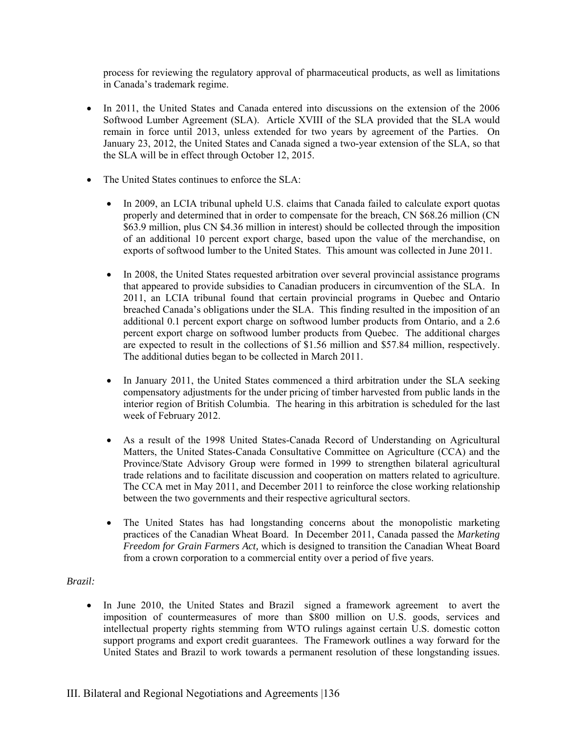process for reviewing the regulatory approval of pharmaceutical products, as well as limitations in Canada's trademark regime.

- In 2011, the United States and Canada entered into discussions on the extension of the 2006 Softwood Lumber Agreement (SLA). Article XVIII of the SLA provided that the SLA would remain in force until 2013, unless extended for two years by agreement of the Parties. On January 23, 2012, the United States and Canada signed a two-year extension of the SLA, so that the SLA will be in effect through October 12, 2015.

- The United States continues to enforce the SLA:

  - In 2009, an LCIA tribunal upheld U.S. claims that Canada failed to calculate export quotas properly and determined that in order to compensate for the breach, CN $68.26 million (CN $63.9 million, plus CN $4.36 million in interest) should be collected through the imposition of an additional 10 percent export charge, based upon the value of the merchandise, on exports of softwood lumber to the United States. This amount was collected in June 2011.

  - In 2008, the United States requested arbitration over several provincial assistance programs that appeared to provide subsidies to Canadian producers in circumvention of the SLA. In 2011, an LCIA tribunal found that certain provincial programs in Quebec and Ontario breached Canada's obligations under the SLA. This finding resulted in the imposition of an additional 0.1 percent export charge on softwood lumber products from Ontario, and a 2.6 percent export charge on softwood lumber products from Quebec. The additional charges are expected to result in the collections of $1.56 million and $57.84 million, respectively. The additional duties began to be collected in March 2011.

  - In January 2011, the United States commenced a third arbitration under the SLA seeking compensatory adjustments for the under pricing of timber harvested from public lands in the interior region of British Columbia. The hearing in this arbitration is scheduled for the last week of February 2012.

  - As a result of the 1998 United States-Canada Record of Understanding on Agricultural Matters, the United States-Canada Consultative Committee on Agriculture (CCA) and the Province/State Advisory Group were formed in 1999 to strengthen bilateral agricultural trade relations and to facilitate discussion and cooperation on matters related to agriculture. The CCA met in May 2011, and December 2011 to reinforce the close working relationship between the two governments and their respective agricultural sectors.

  - The United States has had longstanding concerns about the monopolistic marketing practices of the Canadian Wheat Board. In December 2011, Canada passed the *Marketing Freedom for Grain Farmers Act,* which is designed to transition the Canadian Wheat Board from a crown corporation to a commercial entity over a period of five years.

*Brazil:*

- In June 2010, the United States and Brazil signed a framework agreement to avert the imposition of countermeasures of more than $800 million on U.S. goods, services and intellectual property rights stemming from WTO rulings against certain U.S. domestic cotton support programs and export credit guarantees. The Framework outlines a way forward for the United States and Brazil to work towards a permanent resolution of these longstanding issues.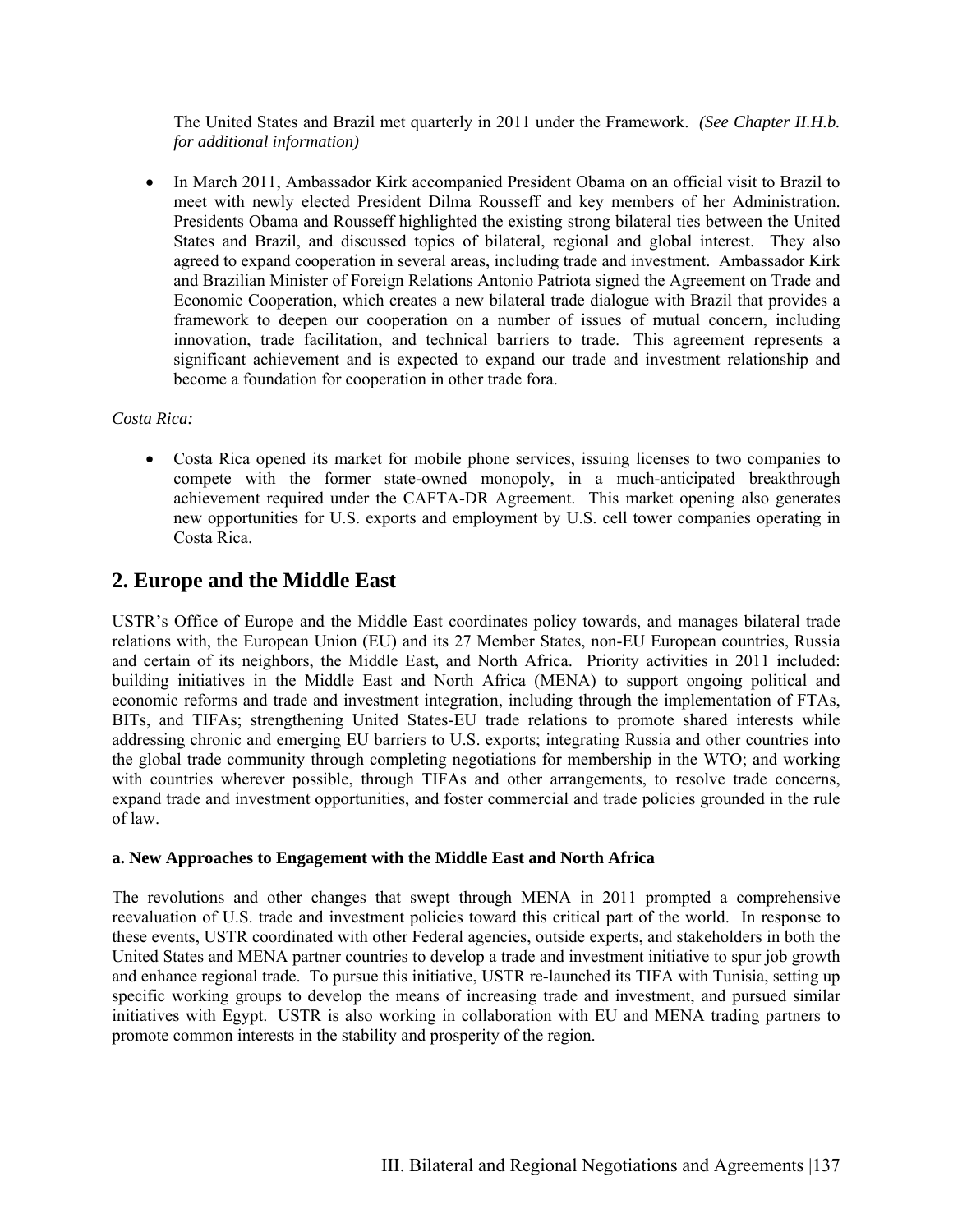The United States and Brazil met quarterly in 2011 under the Framework. *(See Chapter II.H.b. for additional information)*

- In March 2011, Ambassador Kirk accompanied President Obama on an official visit to Brazil to meet with newly elected President Dilma Rousseff and key members of her Administration. Presidents Obama and Rousseff highlighted the existing strong bilateral ties between the United States and Brazil, and discussed topics of bilateral, regional and global interest. They also agreed to expand cooperation in several areas, including trade and investment. Ambassador Kirk and Brazilian Minister of Foreign Relations Antonio Patriota signed the Agreement on Trade and Economic Cooperation, which creates a new bilateral trade dialogue with Brazil that provides a framework to deepen our cooperation on a number of issues of mutual concern, including innovation, trade facilitation, and technical barriers to trade. This agreement represents a significant achievement and is expected to expand our trade and investment relationship and become a foundation for cooperation in other trade fora.

*Costa Rica:*

- Costa Rica opened its market for mobile phone services, issuing licenses to two companies to compete with the former state-owned monopoly, in a much-anticipated breakthrough achievement required under the CAFTA-DR Agreement. This market opening also generates new opportunities for U.S. exports and employment by U.S. cell tower companies operating in Costa Rica.

## 2. Europe and the Middle East

USTR's Office of Europe and the Middle East coordinates policy towards, and manages bilateral trade relations with, the European Union (EU) and its 27 Member States, non-EU European countries, Russia and certain of its neighbors, the Middle East, and North Africa. Priority activities in 2011 included: building initiatives in the Middle East and North Africa (MENA) to support ongoing political and economic reforms and trade and investment integration, including through the implementation of FTAs, BITs, and TIFAs; strengthening United States-EU trade relations to promote shared interests while addressing chronic and emerging EU barriers to U.S. exports; integrating Russia and other countries into the global trade community through completing negotiations for membership in the WTO; and working with countries wherever possible, through TIFAs and other arrangements, to resolve trade concerns, expand trade and investment opportunities, and foster commercial and trade policies grounded in the rule of law.

**a. New Approaches to Engagement with the Middle East and North Africa**

The revolutions and other changes that swept through MENA in 2011 prompted a comprehensive reevaluation of U.S. trade and investment policies toward this critical part of the world. In response to these events, USTR coordinated with other Federal agencies, outside experts, and stakeholders in both the United States and MENA partner countries to develop a trade and investment initiative to spur job growth and enhance regional trade. To pursue this initiative, USTR re-launched its TIFA with Tunisia, setting up specific working groups to develop the means of increasing trade and investment, and pursued similar initiatives with Egypt. USTR is also working in collaboration with EU and MENA trading partners to promote common interests in the stability and prosperity of the region.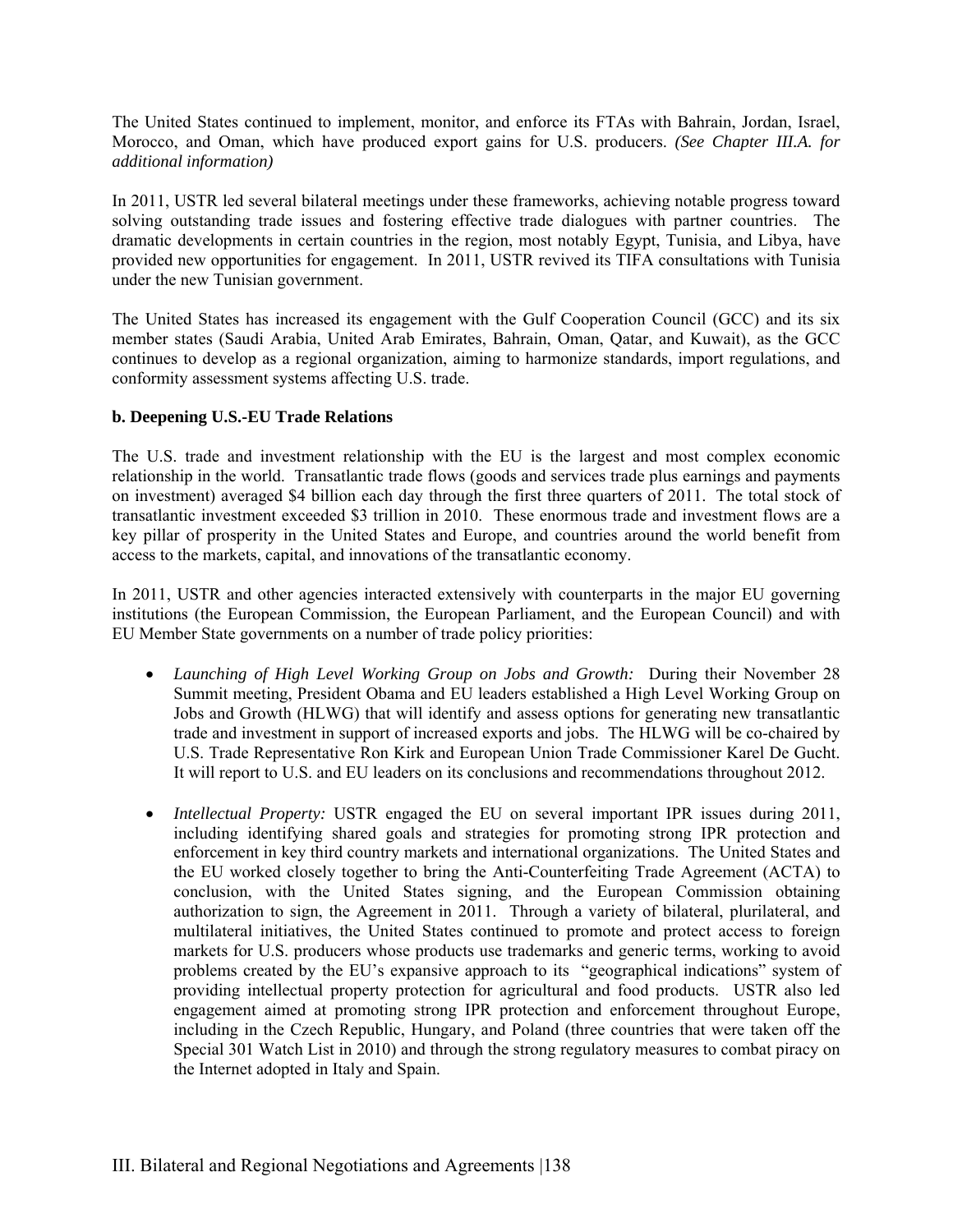The United States continued to implement, monitor, and enforce its FTAs with Bahrain, Jordan, Israel, Morocco, and Oman, which have produced export gains for U.S. producers. *(See Chapter III.A. for additional information)*

In 2011, USTR led several bilateral meetings under these frameworks, achieving notable progress toward solving outstanding trade issues and fostering effective trade dialogues with partner countries. The dramatic developments in certain countries in the region, most notably Egypt, Tunisia, and Libya, have provided new opportunities for engagement. In 2011, USTR revived its TIFA consultations with Tunisia under the new Tunisian government.

The United States has increased its engagement with the Gulf Cooperation Council (GCC) and its six member states (Saudi Arabia, United Arab Emirates, Bahrain, Oman, Qatar, and Kuwait), as the GCC continues to develop as a regional organization, aiming to harmonize standards, import regulations, and conformity assessment systems affecting U.S. trade.

**b. Deepening U.S.-EU Trade Relations**

The U.S. trade and investment relationship with the EU is the largest and most complex economic relationship in the world. Transatlantic trade flows (goods and services trade plus earnings and payments on investment) averaged $4 billion each day through the first three quarters of 2011. The total stock of transatlantic investment exceeded $3 trillion in 2010. These enormous trade and investment flows are a key pillar of prosperity in the United States and Europe, and countries around the world benefit from access to the markets, capital, and innovations of the transatlantic economy.

In 2011, USTR and other agencies interacted extensively with counterparts in the major EU governing institutions (the European Commission, the European Parliament, and the European Council) and with EU Member State governments on a number of trade policy priorities:

- *Launching of High Level Working Group on Jobs and Growth:* During their November 28 Summit meeting, President Obama and EU leaders established a High Level Working Group on Jobs and Growth (HLWG) that will identify and assess options for generating new transatlantic trade and investment in support of increased exports and jobs. The HLWG will be co-chaired by U.S. Trade Representative Ron Kirk and European Union Trade Commissioner Karel De Gucht. It will report to U.S. and EU leaders on its conclusions and recommendations throughout 2012.

- *Intellectual Property:* USTR engaged the EU on several important IPR issues during 2011, including identifying shared goals and strategies for promoting strong IPR protection and enforcement in key third country markets and international organizations. The United States and the EU worked closely together to bring the Anti-Counterfeiting Trade Agreement (ACTA) to conclusion, with the United States signing, and the European Commission obtaining authorization to sign, the Agreement in 2011. Through a variety of bilateral, plurilateral, and multilateral initiatives, the United States continued to promote and protect access to foreign markets for U.S. producers whose products use trademarks and generic terms, working to avoid problems created by the EU's expansive approach to its "geographical indications" system of providing intellectual property protection for agricultural and food products. USTR also led engagement aimed at promoting strong IPR protection and enforcement throughout Europe, including in the Czech Republic, Hungary, and Poland (three countries that were taken off the Special 301 Watch List in 2010) and through the strong regulatory measures to combat piracy on the Internet adopted in Italy and Spain.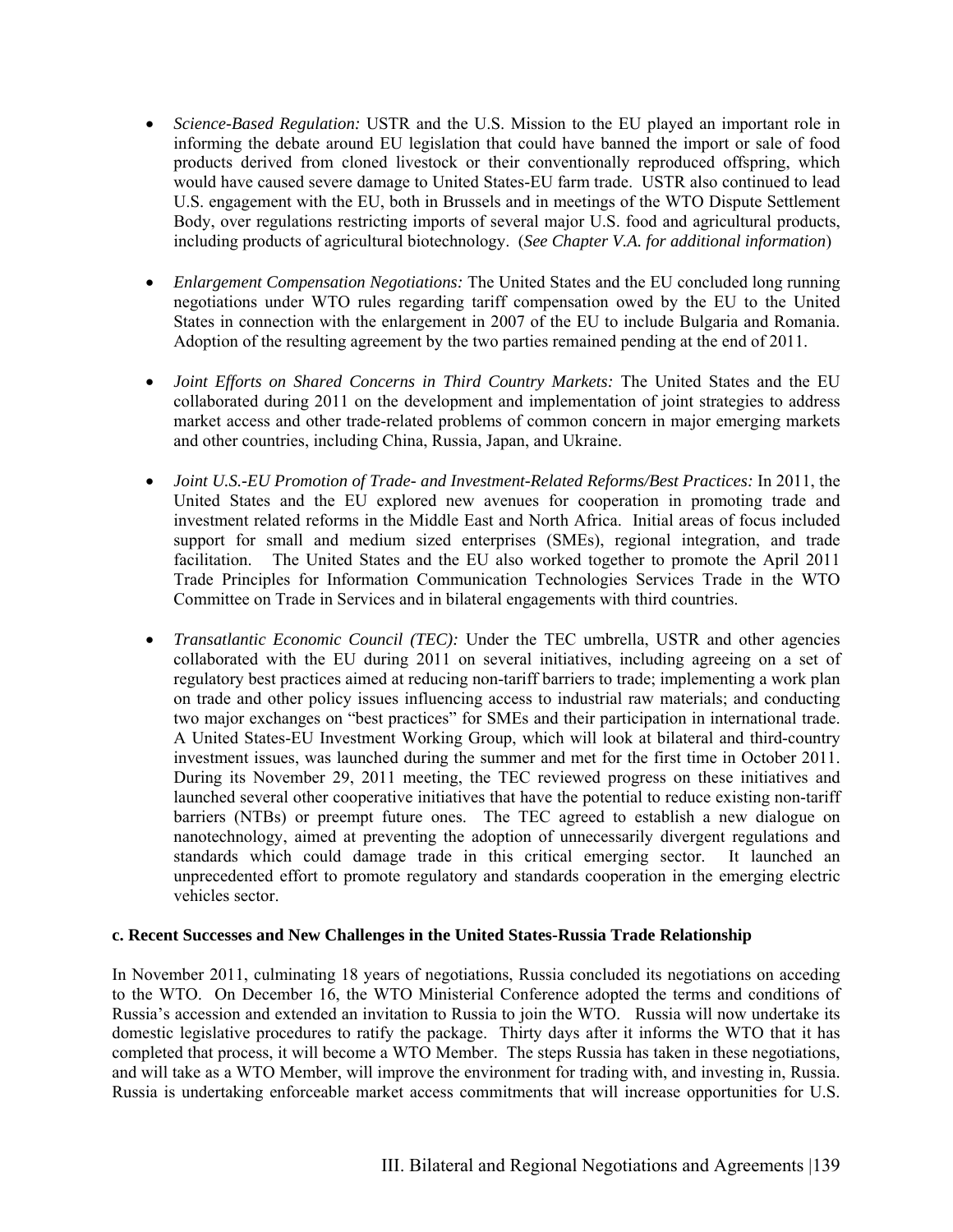- *Science-Based Regulation:* USTR and the U.S. Mission to the EU played an important role in informing the debate around EU legislation that could have banned the import or sale of food products derived from cloned livestock or their conventionally reproduced offspring, which would have caused severe damage to United States-EU farm trade. USTR also continued to lead U.S. engagement with the EU, both in Brussels and in meetings of the WTO Dispute Settlement Body, over regulations restricting imports of several major U.S. food and agricultural products, including products of agricultural biotechnology. (*See Chapter V.A. for additional information*)

- *Enlargement Compensation Negotiations:* The United States and the EU concluded long running negotiations under WTO rules regarding tariff compensation owed by the EU to the United States in connection with the enlargement in 2007 of the EU to include Bulgaria and Romania. Adoption of the resulting agreement by the two parties remained pending at the end of 2011.

- *Joint Efforts on Shared Concerns in Third Country Markets:* The United States and the EU collaborated during 2011 on the development and implementation of joint strategies to address market access and other trade-related problems of common concern in major emerging markets and other countries, including China, Russia, Japan, and Ukraine.

- *Joint U.S.-EU Promotion of Trade- and Investment-Related Reforms/Best Practices:* In 2011, the United States and the EU explored new avenues for cooperation in promoting trade and investment related reforms in the Middle East and North Africa. Initial areas of focus included support for small and medium sized enterprises (SMEs), regional integration, and trade facilitation. The United States and the EU also worked together to promote the April 2011 Trade Principles for Information Communication Technologies Services Trade in the WTO Committee on Trade in Services and in bilateral engagements with third countries.

- *Transatlantic Economic Council (TEC):* Under the TEC umbrella, USTR and other agencies collaborated with the EU during 2011 on several initiatives, including agreeing on a set of regulatory best practices aimed at reducing non-tariff barriers to trade; implementing a work plan on trade and other policy issues influencing access to industrial raw materials; and conducting two major exchanges on "best practices" for SMEs and their participation in international trade. A United States-EU Investment Working Group, which will look at bilateral and third-country investment issues, was launched during the summer and met for the first time in October 2011. During its November 29, 2011 meeting, the TEC reviewed progress on these initiatives and launched several other cooperative initiatives that have the potential to reduce existing non-tariff barriers (NTBs) or preempt future ones. The TEC agreed to establish a new dialogue on nanotechnology, aimed at preventing the adoption of unnecessarily divergent regulations and standards which could damage trade in this critical emerging sector. It launched an unprecedented effort to promote regulatory and standards cooperation in the emerging electric vehicles sector.

**c. Recent Successes and New Challenges in the United States-Russia Trade Relationship**

In November 2011, culminating 18 years of negotiations, Russia concluded its negotiations on acceding to the WTO. On December 16, the WTO Ministerial Conference adopted the terms and conditions of Russia's accession and extended an invitation to Russia to join the WTO. Russia will now undertake its domestic legislative procedures to ratify the package. Thirty days after it informs the WTO that it has completed that process, it will become a WTO Member. The steps Russia has taken in these negotiations, and will take as a WTO Member, will improve the environment for trading with, and investing in, Russia. Russia is undertaking enforceable market access commitments that will increase opportunities for U.S.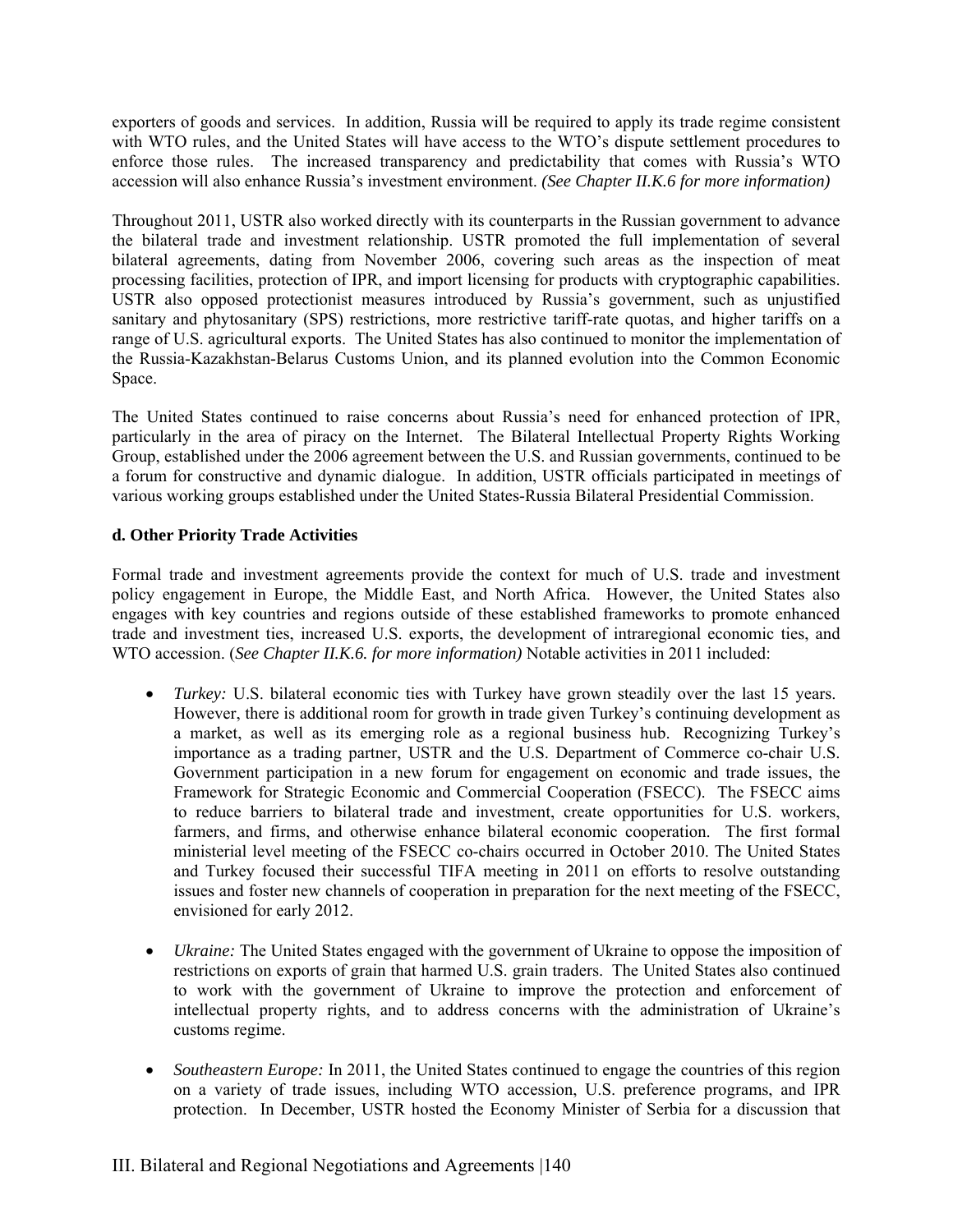exporters of goods and services. In addition, Russia will be required to apply its trade regime consistent with WTO rules, and the United States will have access to the WTO's dispute settlement procedures to enforce those rules. The increased transparency and predictability that comes with Russia's WTO accession will also enhance Russia's investment environment. *(See Chapter II.K.6 for more information)*

Throughout 2011, USTR also worked directly with its counterparts in the Russian government to advance the bilateral trade and investment relationship. USTR promoted the full implementation of several bilateral agreements, dating from November 2006, covering such areas as the inspection of meat processing facilities, protection of IPR, and import licensing for products with cryptographic capabilities. USTR also opposed protectionist measures introduced by Russia's government, such as unjustified sanitary and phytosanitary (SPS) restrictions, more restrictive tariff-rate quotas, and higher tariffs on a range of U.S. agricultural exports. The United States has also continued to monitor the implementation of the Russia-Kazakhstan-Belarus Customs Union, and its planned evolution into the Common Economic Space.

The United States continued to raise concerns about Russia's need for enhanced protection of IPR, particularly in the area of piracy on the Internet. The Bilateral Intellectual Property Rights Working Group, established under the 2006 agreement between the U.S. and Russian governments, continued to be a forum for constructive and dynamic dialogue. In addition, USTR officials participated in meetings of various working groups established under the United States-Russia Bilateral Presidential Commission.

**d. Other Priority Trade Activities**

Formal trade and investment agreements provide the context for much of U.S. trade and investment policy engagement in Europe, the Middle East, and North Africa. However, the United States also engages with key countries and regions outside of these established frameworks to promote enhanced trade and investment ties, increased U.S. exports, the development of intraregional economic ties, and WTO accession. (*See Chapter II.K.6. for more information)* Notable activities in 2011 included:

- *Turkey:* U.S. bilateral economic ties with Turkey have grown steadily over the last 15 years. However, there is additional room for growth in trade given Turkey's continuing development as a market, as well as its emerging role as a regional business hub. Recognizing Turkey's importance as a trading partner, USTR and the U.S. Department of Commerce co-chair U.S. Government participation in a new forum for engagement on economic and trade issues, the Framework for Strategic Economic and Commercial Cooperation (FSECC). The FSECC aims to reduce barriers to bilateral trade and investment, create opportunities for U.S. workers, farmers, and firms, and otherwise enhance bilateral economic cooperation. The first formal ministerial level meeting of the FSECC co-chairs occurred in October 2010. The United States and Turkey focused their successful TIFA meeting in 2011 on efforts to resolve outstanding issues and foster new channels of cooperation in preparation for the next meeting of the FSECC, envisioned for early 2012.

- *Ukraine:* The United States engaged with the government of Ukraine to oppose the imposition of restrictions on exports of grain that harmed U.S. grain traders. The United States also continued to work with the government of Ukraine to improve the protection and enforcement of intellectual property rights, and to address concerns with the administration of Ukraine's customs regime.

- *Southeastern Europe:* In 2011, the United States continued to engage the countries of this region on a variety of trade issues, including WTO accession, U.S. preference programs, and IPR protection. In December, USTR hosted the Economy Minister of Serbia for a discussion that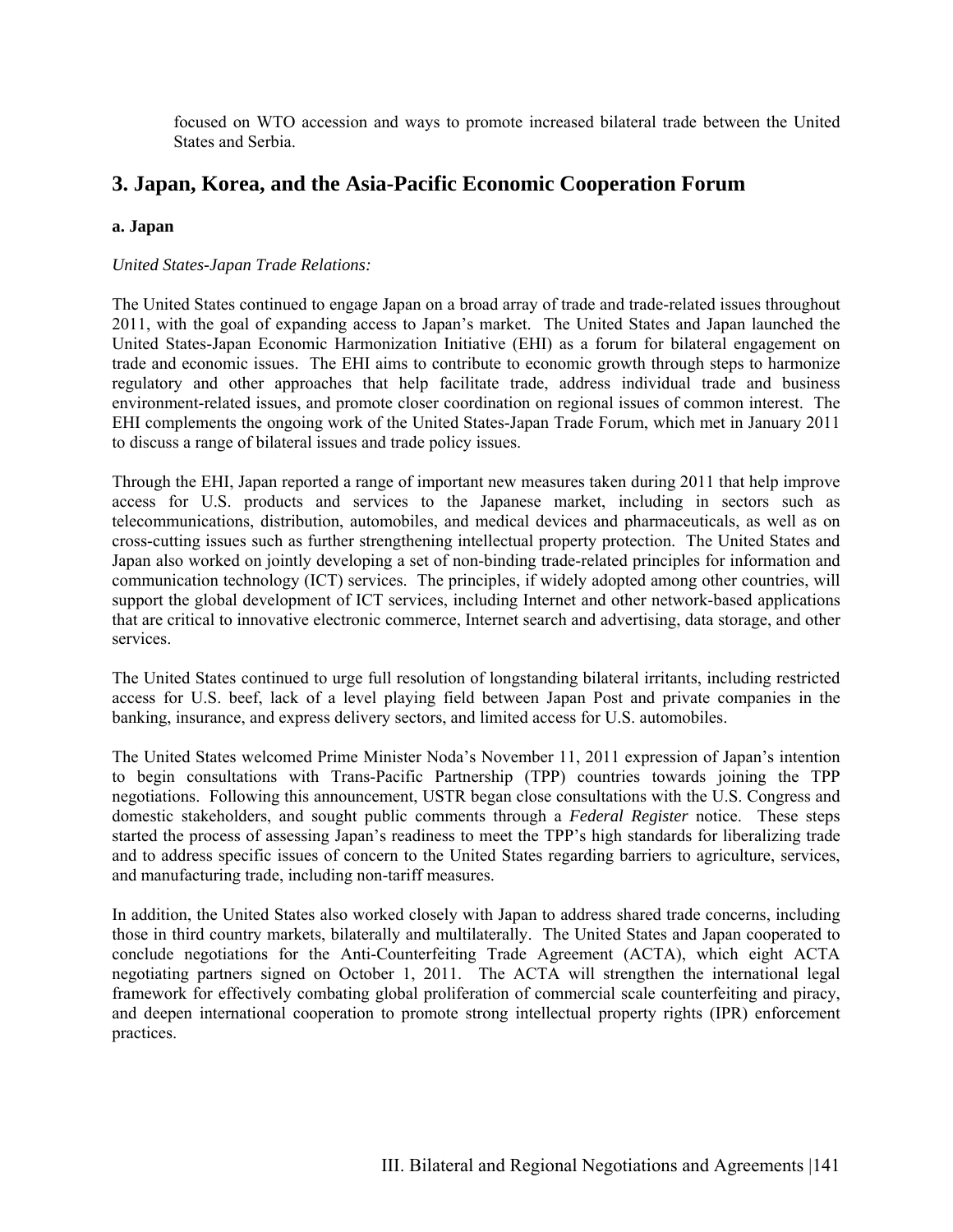focused on WTO accession and ways to promote increased bilateral trade between the United States and Serbia.

## 3. Japan, Korea, and the Asia-Pacific Economic Cooperation Forum

**a. Japan**

*United States-Japan Trade Relations:*

The United States continued to engage Japan on a broad array of trade and trade-related issues throughout 2011, with the goal of expanding access to Japan's market. The United States and Japan launched the United States-Japan Economic Harmonization Initiative (EHI) as a forum for bilateral engagement on trade and economic issues. The EHI aims to contribute to economic growth through steps to harmonize regulatory and other approaches that help facilitate trade, address individual trade and business environment-related issues, and promote closer coordination on regional issues of common interest. The EHI complements the ongoing work of the United States-Japan Trade Forum, which met in January 2011 to discuss a range of bilateral issues and trade policy issues.

Through the EHI, Japan reported a range of important new measures taken during 2011 that help improve access for U.S. products and services to the Japanese market, including in sectors such as telecommunications, distribution, automobiles, and medical devices and pharmaceuticals, as well as on cross-cutting issues such as further strengthening intellectual property protection. The United States and Japan also worked on jointly developing a set of non-binding trade-related principles for information and communication technology (ICT) services. The principles, if widely adopted among other countries, will support the global development of ICT services, including Internet and other network-based applications that are critical to innovative electronic commerce, Internet search and advertising, data storage, and other services.

The United States continued to urge full resolution of longstanding bilateral irritants, including restricted access for U.S. beef, lack of a level playing field between Japan Post and private companies in the banking, insurance, and express delivery sectors, and limited access for U.S. automobiles.

The United States welcomed Prime Minister Noda's November 11, 2011 expression of Japan's intention to begin consultations with Trans-Pacific Partnership (TPP) countries towards joining the TPP negotiations. Following this announcement, USTR began close consultations with the U.S. Congress and domestic stakeholders, and sought public comments through a *Federal Register* notice. These steps started the process of assessing Japan's readiness to meet the TPP's high standards for liberalizing trade and to address specific issues of concern to the United States regarding barriers to agriculture, services, and manufacturing trade, including non-tariff measures.

In addition, the United States also worked closely with Japan to address shared trade concerns, including those in third country markets, bilaterally and multilaterally. The United States and Japan cooperated to conclude negotiations for the Anti-Counterfeiting Trade Agreement (ACTA), which eight ACTA negotiating partners signed on October 1, 2011. The ACTA will strengthen the international legal framework for effectively combating global proliferation of commercial scale counterfeiting and piracy, and deepen international cooperation to promote strong intellectual property rights (IPR) enforcement practices.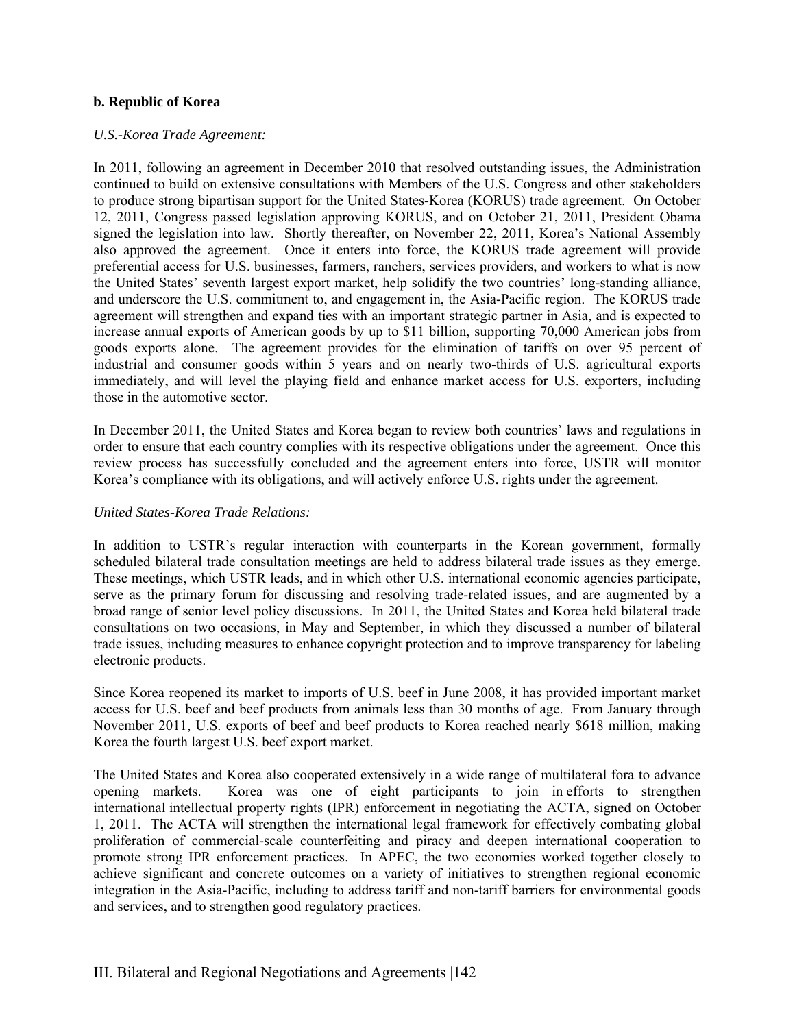**b. Republic of Korea**

*U.S.-Korea Trade Agreement:*

In 2011, following an agreement in December 2010 that resolved outstanding issues, the Administration continued to build on extensive consultations with Members of the U.S. Congress and other stakeholders to produce strong bipartisan support for the United States-Korea (KORUS) trade agreement. On October 12, 2011, Congress passed legislation approving KORUS, and on October 21, 2011, President Obama signed the legislation into law. Shortly thereafter, on November 22, 2011, Korea's National Assembly also approved the agreement. Once it enters into force, the KORUS trade agreement will provide preferential access for U.S. businesses, farmers, ranchers, services providers, and workers to what is now the United States' seventh largest export market, help solidify the two countries' long-standing alliance, and underscore the U.S. commitment to, and engagement in, the Asia-Pacific region. The KORUS trade agreement will strengthen and expand ties with an important strategic partner in Asia, and is expected to increase annual exports of American goods by up to $11 billion, supporting 70,000 American jobs from goods exports alone. The agreement provides for the elimination of tariffs on over 95 percent of industrial and consumer goods within 5 years and on nearly two-thirds of U.S. agricultural exports immediately, and will level the playing field and enhance market access for U.S. exporters, including those in the automotive sector.

In December 2011, the United States and Korea began to review both countries' laws and regulations in order to ensure that each country complies with its respective obligations under the agreement. Once this review process has successfully concluded and the agreement enters into force, USTR will monitor Korea's compliance with its obligations, and will actively enforce U.S. rights under the agreement.

*United States-Korea Trade Relations:*

In addition to USTR's regular interaction with counterparts in the Korean government, formally scheduled bilateral trade consultation meetings are held to address bilateral trade issues as they emerge. These meetings, which USTR leads, and in which other U.S. international economic agencies participate, serve as the primary forum for discussing and resolving trade-related issues, and are augmented by a broad range of senior level policy discussions. In 2011, the United States and Korea held bilateral trade consultations on two occasions, in May and September, in which they discussed a number of bilateral trade issues, including measures to enhance copyright protection and to improve transparency for labeling electronic products.

Since Korea reopened its market to imports of U.S. beef in June 2008, it has provided important market access for U.S. beef and beef products from animals less than 30 months of age. From January through November 2011, U.S. exports of beef and beef products to Korea reached nearly $618 million, making Korea the fourth largest U.S. beef export market.

The United States and Korea also cooperated extensively in a wide range of multilateral fora to advance opening markets. Korea was one of eight participants to join in efforts to strengthen international intellectual property rights (IPR) enforcement in negotiating the ACTA, signed on October 1, 2011. The ACTA will strengthen the international legal framework for effectively combating global proliferation of commercial-scale counterfeiting and piracy and deepen international cooperation to promote strong IPR enforcement practices. In APEC, the two economies worked together closely to achieve significant and concrete outcomes on a variety of initiatives to strengthen regional economic integration in the Asia-Pacific, including to address tariff and non-tariff barriers for environmental goods and services, and to strengthen good regulatory practices.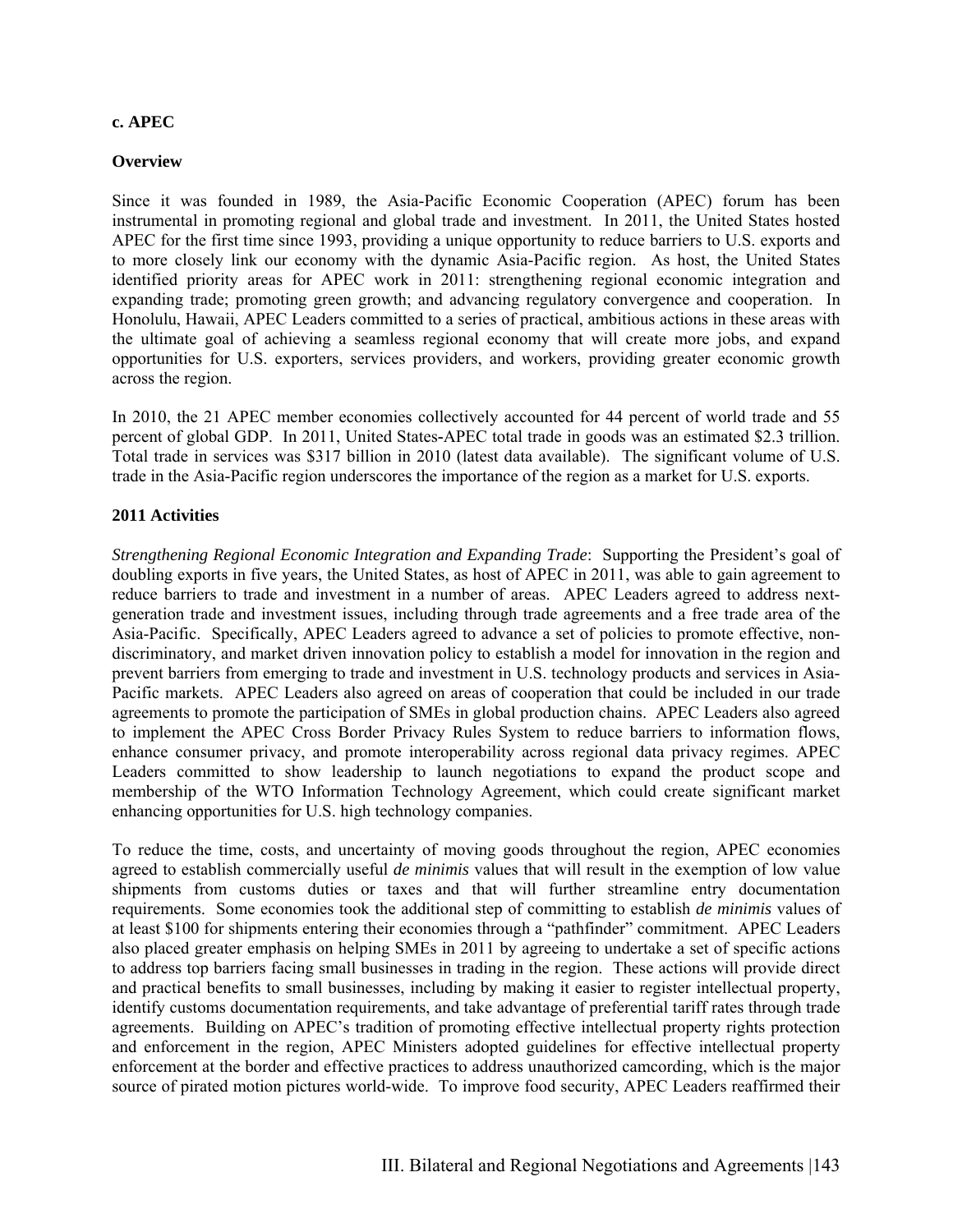**c. APEC**

**Overview**

Since it was founded in 1989, the Asia-Pacific Economic Cooperation (APEC) forum has been instrumental in promoting regional and global trade and investment. In 2011, the United States hosted APEC for the first time since 1993, providing a unique opportunity to reduce barriers to U.S. exports and to more closely link our economy with the dynamic Asia-Pacific region. As host, the United States identified priority areas for APEC work in 2011: strengthening regional economic integration and expanding trade; promoting green growth; and advancing regulatory convergence and cooperation. In Honolulu, Hawaii, APEC Leaders committed to a series of practical, ambitious actions in these areas with the ultimate goal of achieving a seamless regional economy that will create more jobs, and expand opportunities for U.S. exporters, services providers, and workers, providing greater economic growth across the region.

In 2010, the 21 APEC member economies collectively accounted for 44 percent of world trade and 55 percent of global GDP. In 2011, United States-APEC total trade in goods was an estimated $2.3 trillion. Total trade in services was $317 billion in 2010 (latest data available). The significant volume of U.S. trade in the Asia-Pacific region underscores the importance of the region as a market for U.S. exports.

**2011 Activities**

*Strengthening Regional Economic Integration and Expanding Trade*: Supporting the President's goal of doubling exports in five years, the United States, as host of APEC in 2011, was able to gain agreement to reduce barriers to trade and investment in a number of areas. APEC Leaders agreed to address next-generation trade and investment issues, including through trade agreements and a free trade area of the Asia-Pacific. Specifically, APEC Leaders agreed to advance a set of policies to promote effective, non-discriminatory, and market driven innovation policy to establish a model for innovation in the region and prevent barriers from emerging to trade and investment in U.S. technology products and services in Asia-Pacific markets. APEC Leaders also agreed on areas of cooperation that could be included in our trade agreements to promote the participation of SMEs in global production chains. APEC Leaders also agreed to implement the APEC Cross Border Privacy Rules System to reduce barriers to information flows, enhance consumer privacy, and promote interoperability across regional data privacy regimes. APEC Leaders committed to show leadership to launch negotiations to expand the product scope and membership of the WTO Information Technology Agreement, which could create significant market enhancing opportunities for U.S. high technology companies.

To reduce the time, costs, and uncertainty of moving goods throughout the region, APEC economies agreed to establish commercially useful *de minimis* values that will result in the exemption of low value shipments from customs duties or taxes and that will further streamline entry documentation requirements. Some economies took the additional step of committing to establish *de minimis* values of at least $100 for shipments entering their economies through a "pathfinder" commitment. APEC Leaders also placed greater emphasis on helping SMEs in 2011 by agreeing to undertake a set of specific actions to address top barriers facing small businesses in trading in the region. These actions will provide direct and practical benefits to small businesses, including by making it easier to register intellectual property, identify customs documentation requirements, and take advantage of preferential tariff rates through trade agreements. Building on APEC's tradition of promoting effective intellectual property rights protection and enforcement in the region, APEC Ministers adopted guidelines for effective intellectual property enforcement at the border and effective practices to address unauthorized camcording, which is the major source of pirated motion pictures world-wide. To improve food security, APEC Leaders reaffirmed their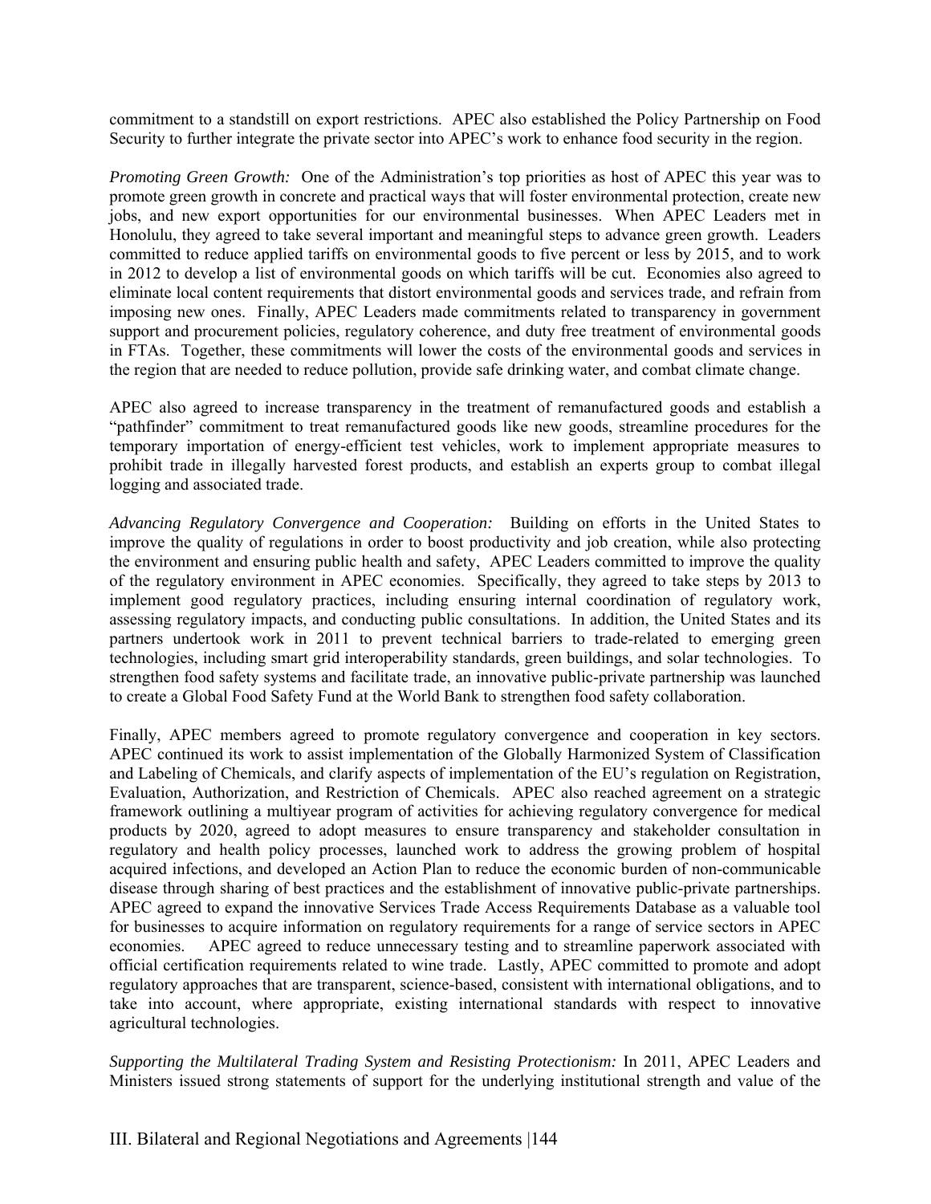commitment to a standstill on export restrictions. APEC also established the Policy Partnership on Food Security to further integrate the private sector into APEC's work to enhance food security in the region.

*Promoting Green Growth:* One of the Administration's top priorities as host of APEC this year was to promote green growth in concrete and practical ways that will foster environmental protection, create new jobs, and new export opportunities for our environmental businesses. When APEC Leaders met in Honolulu, they agreed to take several important and meaningful steps to advance green growth. Leaders committed to reduce applied tariffs on environmental goods to five percent or less by 2015, and to work in 2012 to develop a list of environmental goods on which tariffs will be cut. Economies also agreed to eliminate local content requirements that distort environmental goods and services trade, and refrain from imposing new ones. Finally, APEC Leaders made commitments related to transparency in government support and procurement policies, regulatory coherence, and duty free treatment of environmental goods in FTAs. Together, these commitments will lower the costs of the environmental goods and services in the region that are needed to reduce pollution, provide safe drinking water, and combat climate change.

APEC also agreed to increase transparency in the treatment of remanufactured goods and establish a "pathfinder" commitment to treat remanufactured goods like new goods, streamline procedures for the temporary importation of energy-efficient test vehicles, work to implement appropriate measures to prohibit trade in illegally harvested forest products, and establish an experts group to combat illegal logging and associated trade.

*Advancing Regulatory Convergence and Cooperation:* Building on efforts in the United States to improve the quality of regulations in order to boost productivity and job creation, while also protecting the environment and ensuring public health and safety, APEC Leaders committed to improve the quality of the regulatory environment in APEC economies. Specifically, they agreed to take steps by 2013 to implement good regulatory practices, including ensuring internal coordination of regulatory work, assessing regulatory impacts, and conducting public consultations. In addition, the United States and its partners undertook work in 2011 to prevent technical barriers to trade-related to emerging green technologies, including smart grid interoperability standards, green buildings, and solar technologies. To strengthen food safety systems and facilitate trade, an innovative public-private partnership was launched to create a Global Food Safety Fund at the World Bank to strengthen food safety collaboration.

Finally, APEC members agreed to promote regulatory convergence and cooperation in key sectors. APEC continued its work to assist implementation of the Globally Harmonized System of Classification and Labeling of Chemicals, and clarify aspects of implementation of the EU's regulation on Registration, Evaluation, Authorization, and Restriction of Chemicals. APEC also reached agreement on a strategic framework outlining a multiyear program of activities for achieving regulatory convergence for medical products by 2020, agreed to adopt measures to ensure transparency and stakeholder consultation in regulatory and health policy processes, launched work to address the growing problem of hospital acquired infections, and developed an Action Plan to reduce the economic burden of non-communicable disease through sharing of best practices and the establishment of innovative public-private partnerships. APEC agreed to expand the innovative Services Trade Access Requirements Database as a valuable tool for businesses to acquire information on regulatory requirements for a range of service sectors in APEC economies. APEC agreed to reduce unnecessary testing and to streamline paperwork associated with official certification requirements related to wine trade. Lastly, APEC committed to promote and adopt regulatory approaches that are transparent, science-based, consistent with international obligations, and to take into account, where appropriate, existing international standards with respect to innovative agricultural technologies.

*Supporting the Multilateral Trading System and Resisting Protectionism:* In 2011, APEC Leaders and Ministers issued strong statements of support for the underlying institutional strength and value of the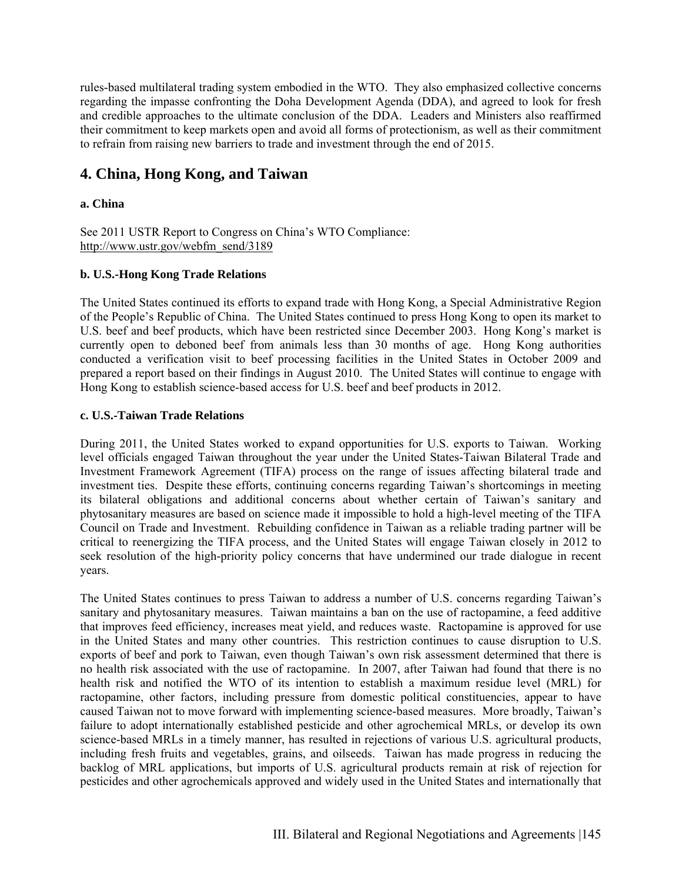rules-based multilateral trading system embodied in the WTO. They also emphasized collective concerns regarding the impasse confronting the Doha Development Agenda (DDA), and agreed to look for fresh and credible approaches to the ultimate conclusion of the DDA. Leaders and Ministers also reaffirmed their commitment to keep markets open and avoid all forms of protectionism, as well as their commitment to refrain from raising new barriers to trade and investment through the end of 2015.

## 4. China, Hong Kong, and Taiwan

### a. China

See 2011 USTR Report to Congress on China's WTO Compliance:
http://www.ustr.gov/webfm_send/3189

### b. U.S.-Hong Kong Trade Relations

The United States continued its efforts to expand trade with Hong Kong, a Special Administrative Region of the People's Republic of China. The United States continued to press Hong Kong to open its market to U.S. beef and beef products, which have been restricted since December 2003. Hong Kong's market is currently open to deboned beef from animals less than 30 months of age. Hong Kong authorities conducted a verification visit to beef processing facilities in the United States in October 2009 and prepared a report based on their findings in August 2010. The United States will continue to engage with Hong Kong to establish science-based access for U.S. beef and beef products in 2012.

### c. U.S.-Taiwan Trade Relations

During 2011, the United States worked to expand opportunities for U.S. exports to Taiwan. Working level officials engaged Taiwan throughout the year under the United States-Taiwan Bilateral Trade and Investment Framework Agreement (TIFA) process on the range of issues affecting bilateral trade and investment ties. Despite these efforts, continuing concerns regarding Taiwan's shortcomings in meeting its bilateral obligations and additional concerns about whether certain of Taiwan's sanitary and phytosanitary measures are based on science made it impossible to hold a high-level meeting of the TIFA Council on Trade and Investment. Rebuilding confidence in Taiwan as a reliable trading partner will be critical to reenergizing the TIFA process, and the United States will engage Taiwan closely in 2012 to seek resolution of the high-priority policy concerns that have undermined our trade dialogue in recent years.

The United States continues to press Taiwan to address a number of U.S. concerns regarding Taiwan's sanitary and phytosanitary measures. Taiwan maintains a ban on the use of ractopamine, a feed additive that improves feed efficiency, increases meat yield, and reduces waste. Ractopamine is approved for use in the United States and many other countries. This restriction continues to cause disruption to U.S. exports of beef and pork to Taiwan, even though Taiwan's own risk assessment determined that there is no health risk associated with the use of ractopamine. In 2007, after Taiwan had found that there is no health risk and notified the WTO of its intention to establish a maximum residue level (MRL) for ractopamine, other factors, including pressure from domestic political constituencies, appear to have caused Taiwan not to move forward with implementing science-based measures. More broadly, Taiwan's failure to adopt internationally established pesticide and other agrochemical MRLs, or develop its own science-based MRLs in a timely manner, has resulted in rejections of various U.S. agricultural products, including fresh fruits and vegetables, grains, and oilseeds. Taiwan has made progress in reducing the backlog of MRL applications, but imports of U.S. agricultural products remain at risk of rejection for pesticides and other agrochemicals approved and widely used in the United States and internationally that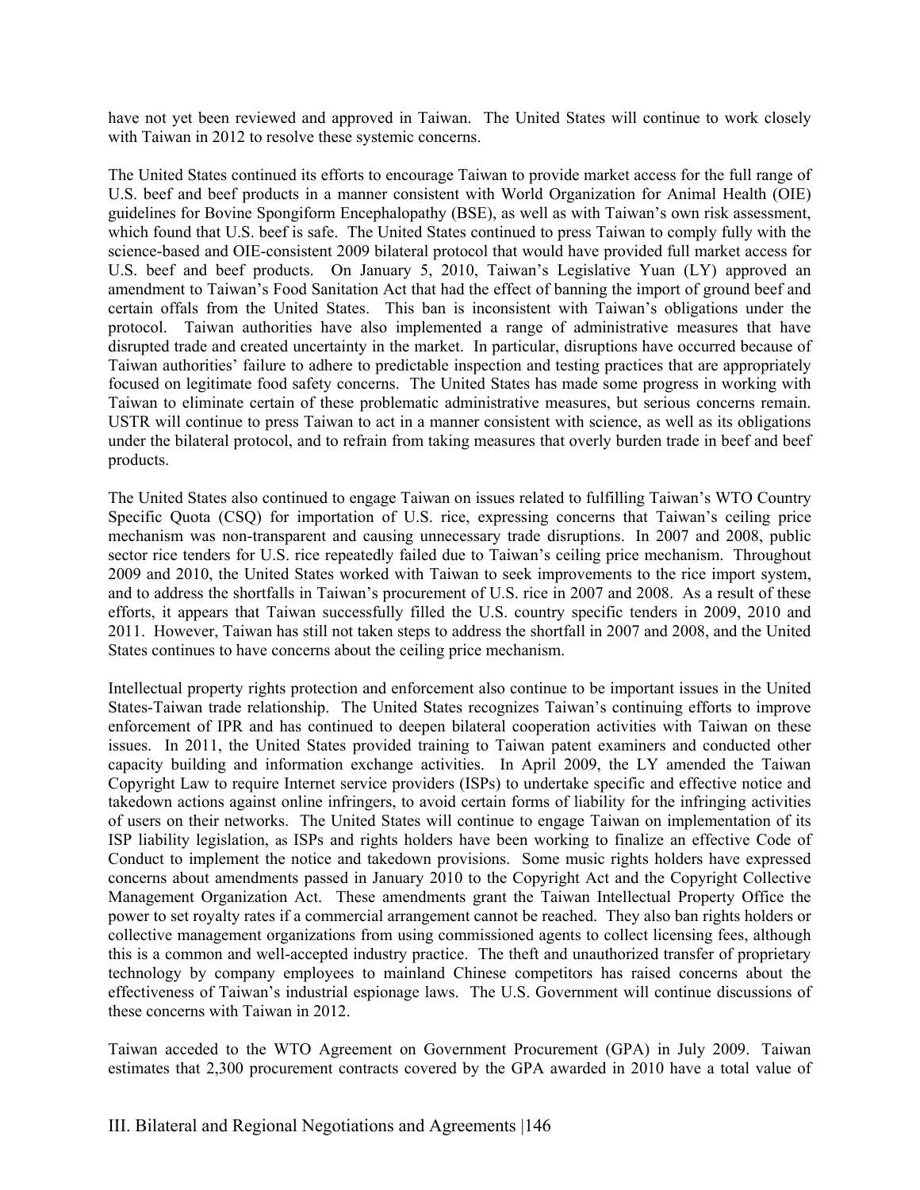have not yet been reviewed and approved in Taiwan. The United States will continue to work closely with Taiwan in 2012 to resolve these systemic concerns.

The United States continued its efforts to encourage Taiwan to provide market access for the full range of U.S. beef and beef products in a manner consistent with World Organization for Animal Health (OIE) guidelines for Bovine Spongiform Encephalopathy (BSE), as well as with Taiwan's own risk assessment, which found that U.S. beef is safe. The United States continued to press Taiwan to comply fully with the science-based and OIE-consistent 2009 bilateral protocol that would have provided full market access for U.S. beef and beef products. On January 5, 2010, Taiwan's Legislative Yuan (LY) approved an amendment to Taiwan's Food Sanitation Act that had the effect of banning the import of ground beef and certain offals from the United States. This ban is inconsistent with Taiwan's obligations under the protocol. Taiwan authorities have also implemented a range of administrative measures that have disrupted trade and created uncertainty in the market. In particular, disruptions have occurred because of Taiwan authorities' failure to adhere to predictable inspection and testing practices that are appropriately focused on legitimate food safety concerns. The United States has made some progress in working with Taiwan to eliminate certain of these problematic administrative measures, but serious concerns remain. USTR will continue to press Taiwan to act in a manner consistent with science, as well as its obligations under the bilateral protocol, and to refrain from taking measures that overly burden trade in beef and beef products.

The United States also continued to engage Taiwan on issues related to fulfilling Taiwan's WTO Country Specific Quota (CSQ) for importation of U.S. rice, expressing concerns that Taiwan's ceiling price mechanism was non-transparent and causing unnecessary trade disruptions. In 2007 and 2008, public sector rice tenders for U.S. rice repeatedly failed due to Taiwan's ceiling price mechanism. Throughout 2009 and 2010, the United States worked with Taiwan to seek improvements to the rice import system, and to address the shortfalls in Taiwan's procurement of U.S. rice in 2007 and 2008. As a result of these efforts, it appears that Taiwan successfully filled the U.S. country specific tenders in 2009, 2010 and 2011. However, Taiwan has still not taken steps to address the shortfall in 2007 and 2008, and the United States continues to have concerns about the ceiling price mechanism.

Intellectual property rights protection and enforcement also continue to be important issues in the United States-Taiwan trade relationship. The United States recognizes Taiwan's continuing efforts to improve enforcement of IPR and has continued to deepen bilateral cooperation activities with Taiwan on these issues. In 2011, the United States provided training to Taiwan patent examiners and conducted other capacity building and information exchange activities. In April 2009, the LY amended the Taiwan Copyright Law to require Internet service providers (ISPs) to undertake specific and effective notice and takedown actions against online infringers, to avoid certain forms of liability for the infringing activities of users on their networks. The United States will continue to engage Taiwan on implementation of its ISP liability legislation, as ISPs and rights holders have been working to finalize an effective Code of Conduct to implement the notice and takedown provisions. Some music rights holders have expressed concerns about amendments passed in January 2010 to the Copyright Act and the Copyright Collective Management Organization Act. These amendments grant the Taiwan Intellectual Property Office the power to set royalty rates if a commercial arrangement cannot be reached. They also ban rights holders or collective management organizations from using commissioned agents to collect licensing fees, although this is a common and well-accepted industry practice. The theft and unauthorized transfer of proprietary technology by company employees to mainland Chinese competitors has raised concerns about the effectiveness of Taiwan's industrial espionage laws. The U.S. Government will continue discussions of these concerns with Taiwan in 2012.

Taiwan acceded to the WTO Agreement on Government Procurement (GPA) in July 2009. Taiwan estimates that 2,300 procurement contracts covered by the GPA awarded in 2010 have a total value of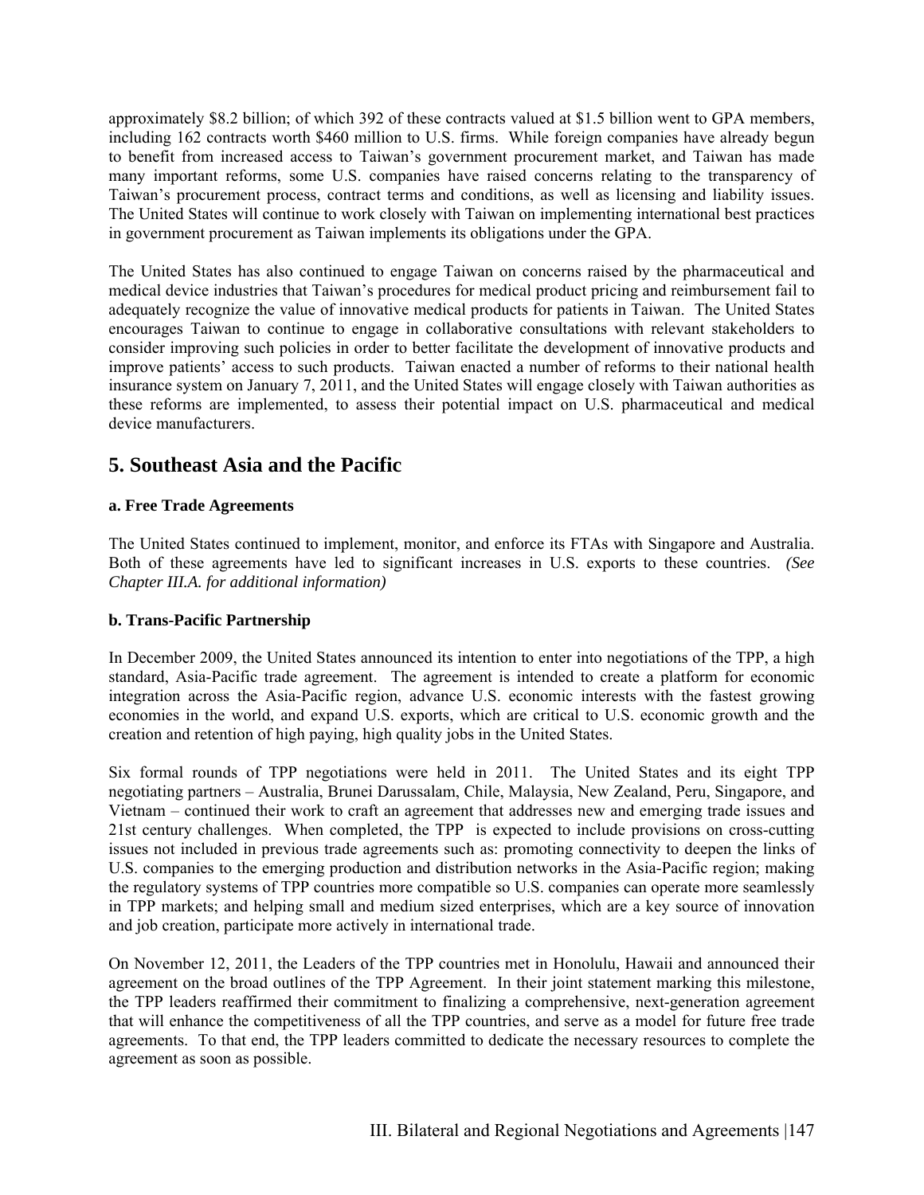approximately $8.2 billion; of which 392 of these contracts valued at $1.5 billion went to GPA members, including 162 contracts worth $460 million to U.S. firms. While foreign companies have already begun to benefit from increased access to Taiwan's government procurement market, and Taiwan has made many important reforms, some U.S. companies have raised concerns relating to the transparency of Taiwan's procurement process, contract terms and conditions, as well as licensing and liability issues. The United States will continue to work closely with Taiwan on implementing international best practices in government procurement as Taiwan implements its obligations under the GPA.

The United States has also continued to engage Taiwan on concerns raised by the pharmaceutical and medical device industries that Taiwan's procedures for medical product pricing and reimbursement fail to adequately recognize the value of innovative medical products for patients in Taiwan. The United States encourages Taiwan to continue to engage in collaborative consultations with relevant stakeholders to consider improving such policies in order to better facilitate the development of innovative products and improve patients' access to such products. Taiwan enacted a number of reforms to their national health insurance system on January 7, 2011, and the United States will engage closely with Taiwan authorities as these reforms are implemented, to assess their potential impact on U.S. pharmaceutical and medical device manufacturers.

## 5. Southeast Asia and the Pacific

**a. Free Trade Agreements**

The United States continued to implement, monitor, and enforce its FTAs with Singapore and Australia. Both of these agreements have led to significant increases in U.S. exports to these countries. *(See Chapter III.A. for additional information)*

**b. Trans-Pacific Partnership**

In December 2009, the United States announced its intention to enter into negotiations of the TPP, a high standard, Asia-Pacific trade agreement. The agreement is intended to create a platform for economic integration across the Asia-Pacific region, advance U.S. economic interests with the fastest growing economies in the world, and expand U.S. exports, which are critical to U.S. economic growth and the creation and retention of high paying, high quality jobs in the United States.

Six formal rounds of TPP negotiations were held in 2011. The United States and its eight TPP negotiating partners – Australia, Brunei Darussalam, Chile, Malaysia, New Zealand, Peru, Singapore, and Vietnam – continued their work to craft an agreement that addresses new and emerging trade issues and 21st century challenges. When completed, the TPP is expected to include provisions on cross-cutting issues not included in previous trade agreements such as: promoting connectivity to deepen the links of U.S. companies to the emerging production and distribution networks in the Asia-Pacific region; making the regulatory systems of TPP countries more compatible so U.S. companies can operate more seamlessly in TPP markets; and helping small and medium sized enterprises, which are a key source of innovation and job creation, participate more actively in international trade.

On November 12, 2011, the Leaders of the TPP countries met in Honolulu, Hawaii and announced their agreement on the broad outlines of the TPP Agreement. In their joint statement marking this milestone, the TPP leaders reaffirmed their commitment to finalizing a comprehensive, next-generation agreement that will enhance the competitiveness of all the TPP countries, and serve as a model for future free trade agreements. To that end, the TPP leaders committed to dedicate the necessary resources to complete the agreement as soon as possible.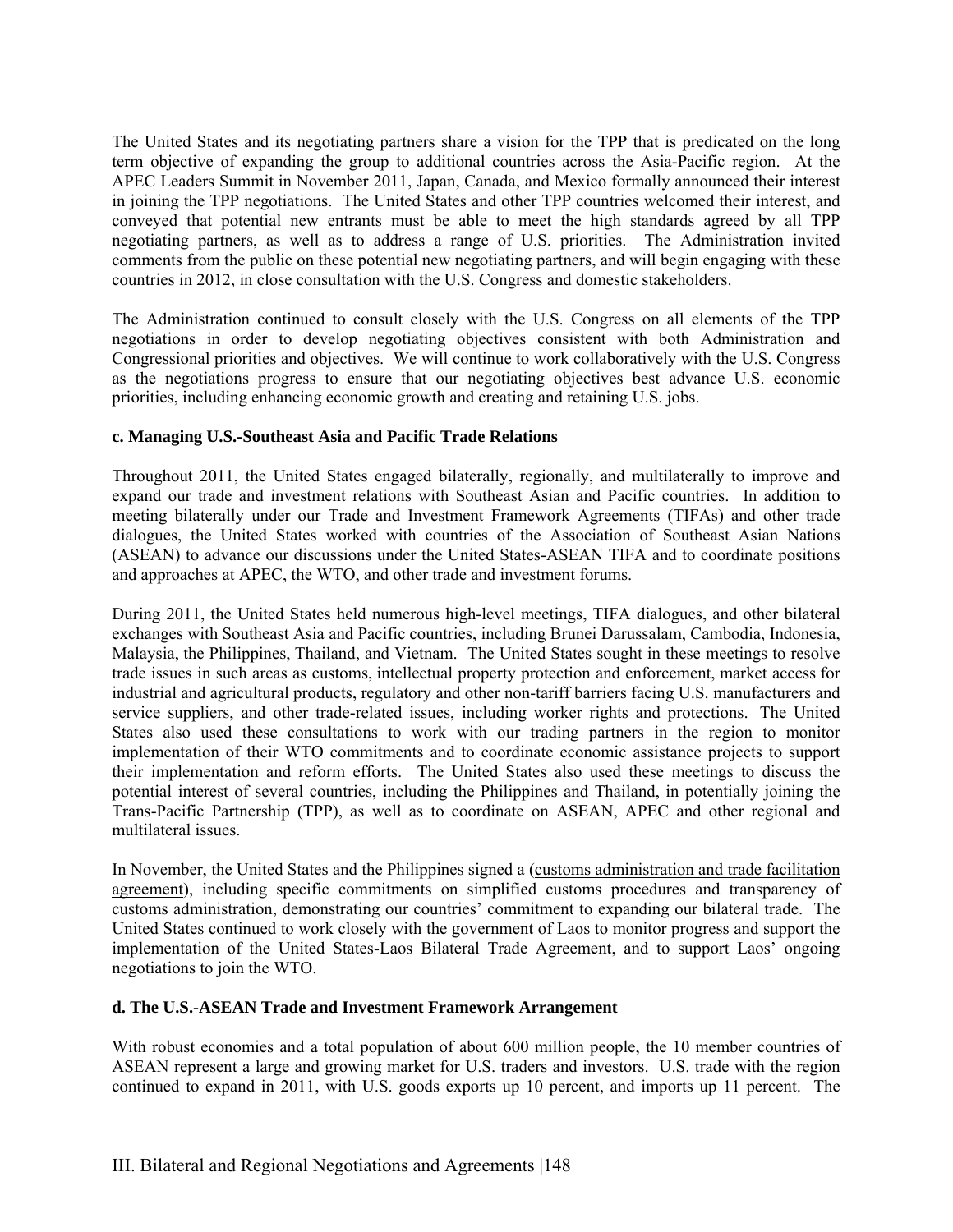The United States and its negotiating partners share a vision for the TPP that is predicated on the long term objective of expanding the group to additional countries across the Asia-Pacific region. At the APEC Leaders Summit in November 2011, Japan, Canada, and Mexico formally announced their interest in joining the TPP negotiations. The United States and other TPP countries welcomed their interest, and conveyed that potential new entrants must be able to meet the high standards agreed by all TPP negotiating partners, as well as to address a range of U.S. priorities. The Administration invited comments from the public on these potential new negotiating partners, and will begin engaging with these countries in 2012, in close consultation with the U.S. Congress and domestic stakeholders.

The Administration continued to consult closely with the U.S. Congress on all elements of the TPP negotiations in order to develop negotiating objectives consistent with both Administration and Congressional priorities and objectives. We will continue to work collaboratively with the U.S. Congress as the negotiations progress to ensure that our negotiating objectives best advance U.S. economic priorities, including enhancing economic growth and creating and retaining U.S. jobs.

**c. Managing U.S.-Southeast Asia and Pacific Trade Relations**

Throughout 2011, the United States engaged bilaterally, regionally, and multilaterally to improve and expand our trade and investment relations with Southeast Asian and Pacific countries. In addition to meeting bilaterally under our Trade and Investment Framework Agreements (TIFAs) and other trade dialogues, the United States worked with countries of the Association of Southeast Asian Nations (ASEAN) to advance our discussions under the United States-ASEAN TIFA and to coordinate positions and approaches at APEC, the WTO, and other trade and investment forums.

During 2011, the United States held numerous high-level meetings, TIFA dialogues, and other bilateral exchanges with Southeast Asia and Pacific countries, including Brunei Darussalam, Cambodia, Indonesia, Malaysia, the Philippines, Thailand, and Vietnam. The United States sought in these meetings to resolve trade issues in such areas as customs, intellectual property protection and enforcement, market access for industrial and agricultural products, regulatory and other non-tariff barriers facing U.S. manufacturers and service suppliers, and other trade-related issues, including worker rights and protections. The United States also used these consultations to work with our trading partners in the region to monitor implementation of their WTO commitments and to coordinate economic assistance projects to support their implementation and reform efforts. The United States also used these meetings to discuss the potential interest of several countries, including the Philippines and Thailand, in potentially joining the Trans-Pacific Partnership (TPP), as well as to coordinate on ASEAN, APEC and other regional and multilateral issues.

In November, the United States and the Philippines signed a (customs administration and trade facilitation agreement), including specific commitments on simplified customs procedures and transparency of customs administration, demonstrating our countries' commitment to expanding our bilateral trade. The United States continued to work closely with the government of Laos to monitor progress and support the implementation of the United States-Laos Bilateral Trade Agreement, and to support Laos' ongoing negotiations to join the WTO.

**d. The U.S.-ASEAN Trade and Investment Framework Arrangement**

With robust economies and a total population of about 600 million people, the 10 member countries of ASEAN represent a large and growing market for U.S. traders and investors. U.S. trade with the region continued to expand in 2011, with U.S. goods exports up 10 percent, and imports up 11 percent. The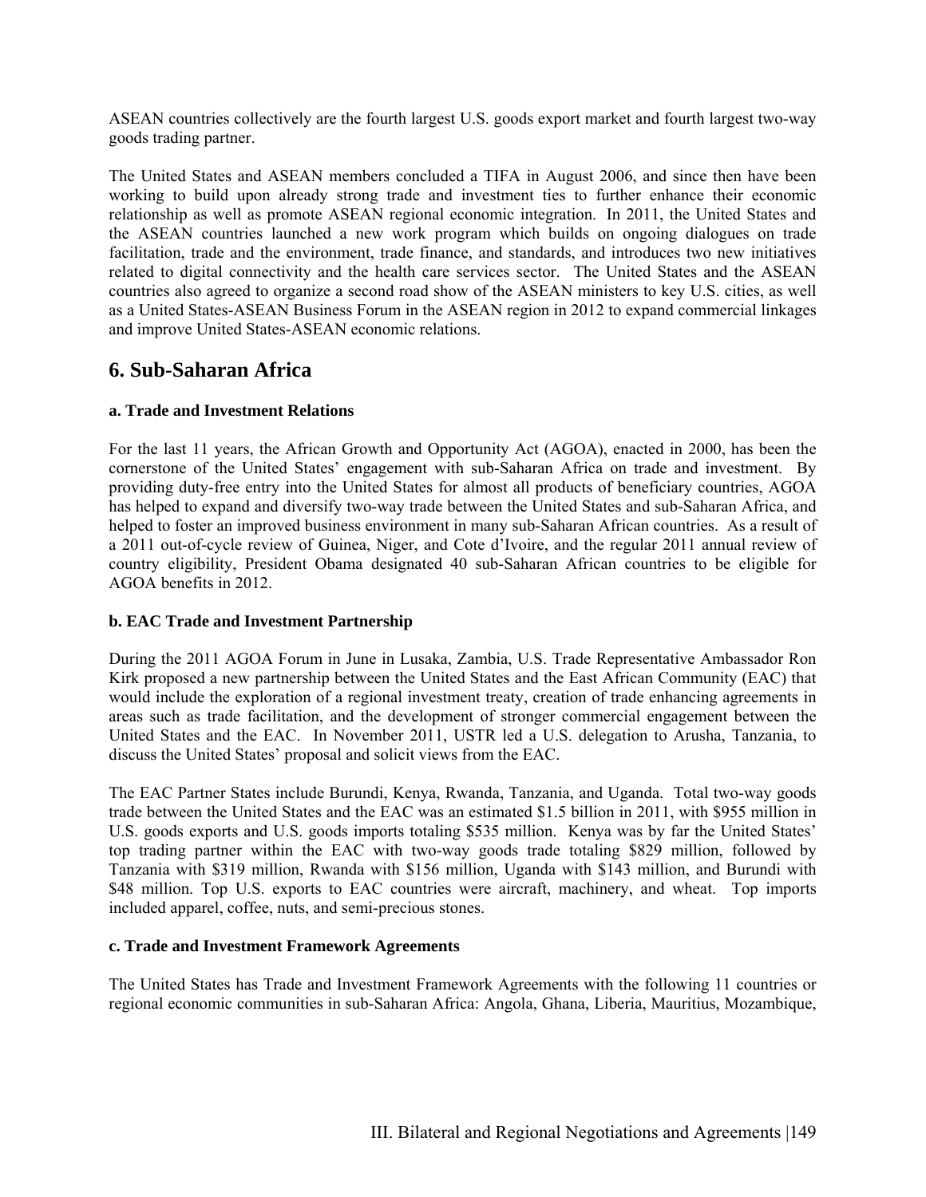ASEAN countries collectively are the fourth largest U.S. goods export market and fourth largest two-way goods trading partner.

The United States and ASEAN members concluded a TIFA in August 2006, and since then have been working to build upon already strong trade and investment ties to further enhance their economic relationship as well as promote ASEAN regional economic integration. In 2011, the United States and the ASEAN countries launched a new work program which builds on ongoing dialogues on trade facilitation, trade and the environment, trade finance, and standards, and introduces two new initiatives related to digital connectivity and the health care services sector. The United States and the ASEAN countries also agreed to organize a second road show of the ASEAN ministers to key U.S. cities, as well as a United States-ASEAN Business Forum in the ASEAN region in 2012 to expand commercial linkages and improve United States-ASEAN economic relations.

## 6. Sub-Saharan Africa

#### a. Trade and Investment Relations

For the last 11 years, the African Growth and Opportunity Act (AGOA), enacted in 2000, has been the cornerstone of the United States' engagement with sub-Saharan Africa on trade and investment. By providing duty-free entry into the United States for almost all products of beneficiary countries, AGOA has helped to expand and diversify two-way trade between the United States and sub-Saharan Africa, and helped to foster an improved business environment in many sub-Saharan African countries. As a result of a 2011 out-of-cycle review of Guinea, Niger, and Cote d'Ivoire, and the regular 2011 annual review of country eligibility, President Obama designated 40 sub-Saharan African countries to be eligible for AGOA benefits in 2012.

#### b. EAC Trade and Investment Partnership

During the 2011 AGOA Forum in June in Lusaka, Zambia, U.S. Trade Representative Ambassador Ron Kirk proposed a new partnership between the United States and the East African Community (EAC) that would include the exploration of a regional investment treaty, creation of trade enhancing agreements in areas such as trade facilitation, and the development of stronger commercial engagement between the United States and the EAC. In November 2011, USTR led a U.S. delegation to Arusha, Tanzania, to discuss the United States' proposal and solicit views from the EAC.

The EAC Partner States include Burundi, Kenya, Rwanda, Tanzania, and Uganda. Total two-way goods trade between the United States and the EAC was an estimated $1.5 billion in 2011, with $955 million in U.S. goods exports and U.S. goods imports totaling $535 million. Kenya was by far the United States' top trading partner within the EAC with two-way goods trade totaling $829 million, followed by Tanzania with $319 million, Rwanda with $156 million, Uganda with $143 million, and Burundi with $48 million. Top U.S. exports to EAC countries were aircraft, machinery, and wheat. Top imports included apparel, coffee, nuts, and semi-precious stones.

#### c. Trade and Investment Framework Agreements

The United States has Trade and Investment Framework Agreements with the following 11 countries or regional economic communities in sub-Saharan Africa: Angola, Ghana, Liberia, Mauritius, Mozambique,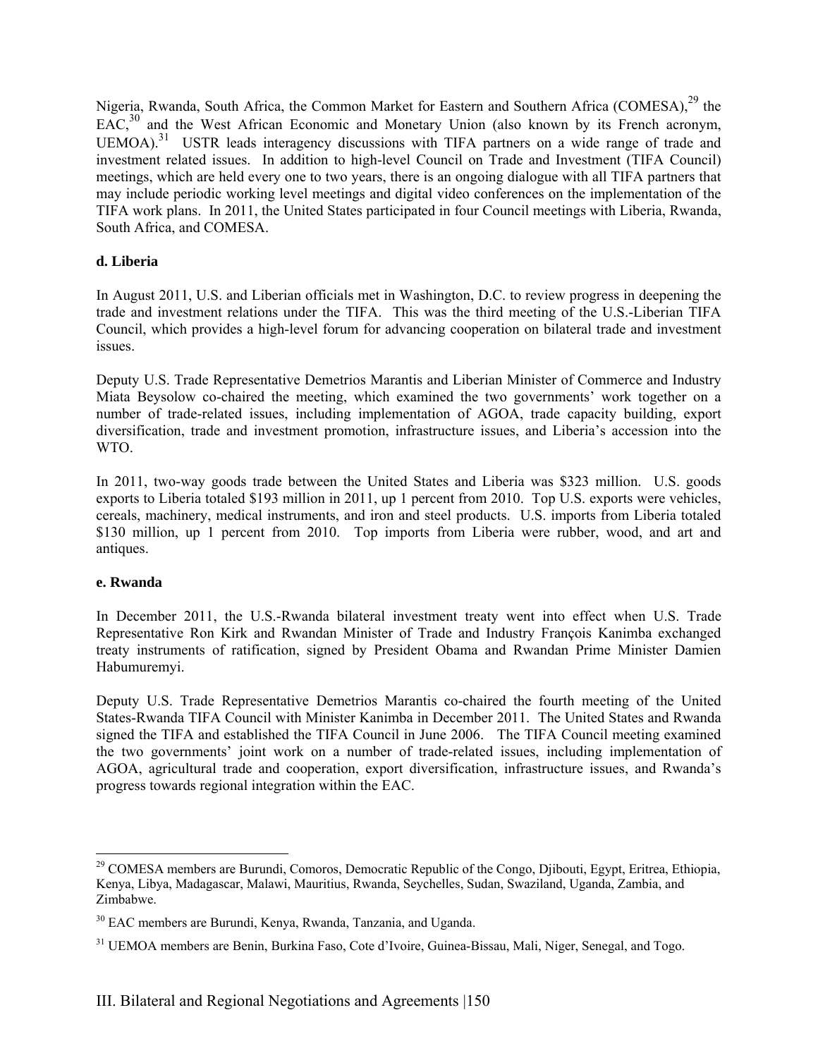Nigeria, Rwanda, South Africa, the Common Market for Eastern and Southern Africa (COMESA),[29] the EAC,[30] and the West African Economic and Monetary Union (also known by its French acronym, UEMOA).[31] USTR leads interagency discussions with TIFA partners on a wide range of trade and investment related issues. In addition to high-level Council on Trade and Investment (TIFA Council) meetings, which are held every one to two years, there is an ongoing dialogue with all TIFA partners that may include periodic working level meetings and digital video conferences on the implementation of the TIFA work plans. In 2011, the United States participated in four Council meetings with Liberia, Rwanda, South Africa, and COMESA.

**d. Liberia**

In August 2011, U.S. and Liberian officials met in Washington, D.C. to review progress in deepening the trade and investment relations under the TIFA. This was the third meeting of the U.S.-Liberian TIFA Council, which provides a high-level forum for advancing cooperation on bilateral trade and investment issues.

Deputy U.S. Trade Representative Demetrios Marantis and Liberian Minister of Commerce and Industry Miata Beysolow co-chaired the meeting, which examined the two governments' work together on a number of trade-related issues, including implementation of AGOA, trade capacity building, export diversification, trade and investment promotion, infrastructure issues, and Liberia's accession into the WTO.

In 2011, two-way goods trade between the United States and Liberia was $323 million. U.S. goods exports to Liberia totaled $193 million in 2011, up 1 percent from 2010. Top U.S. exports were vehicles, cereals, machinery, medical instruments, and iron and steel products. U.S. imports from Liberia totaled $130 million, up 1 percent from 2010. Top imports from Liberia were rubber, wood, and art and antiques.

**e. Rwanda**

In December 2011, the U.S.-Rwanda bilateral investment treaty went into effect when U.S. Trade Representative Ron Kirk and Rwandan Minister of Trade and Industry François Kanimba exchanged treaty instruments of ratification, signed by President Obama and Rwandan Prime Minister Damien Habumuremyi.

Deputy U.S. Trade Representative Demetrios Marantis co-chaired the fourth meeting of the United States-Rwanda TIFA Council with Minister Kanimba in December 2011. The United States and Rwanda signed the TIFA and established the TIFA Council in June 2006. The TIFA Council meeting examined the two governments' joint work on a number of trade-related issues, including implementation of AGOA, agricultural trade and cooperation, export diversification, infrastructure issues, and Rwanda's progress towards regional integration within the EAC.

---

[29] COMESA members are Burundi, Comoros, Democratic Republic of the Congo, Djibouti, Egypt, Eritrea, Ethiopia, Kenya, Libya, Madagascar, Malawi, Mauritius, Rwanda, Seychelles, Sudan, Swaziland, Uganda, Zambia, and Zimbabwe.

[30] EAC members are Burundi, Kenya, Rwanda, Tanzania, and Uganda.

[31] UEMOA members are Benin, Burkina Faso, Cote d'Ivoire, Guinea-Bissau, Mali, Niger, Senegal, and Togo.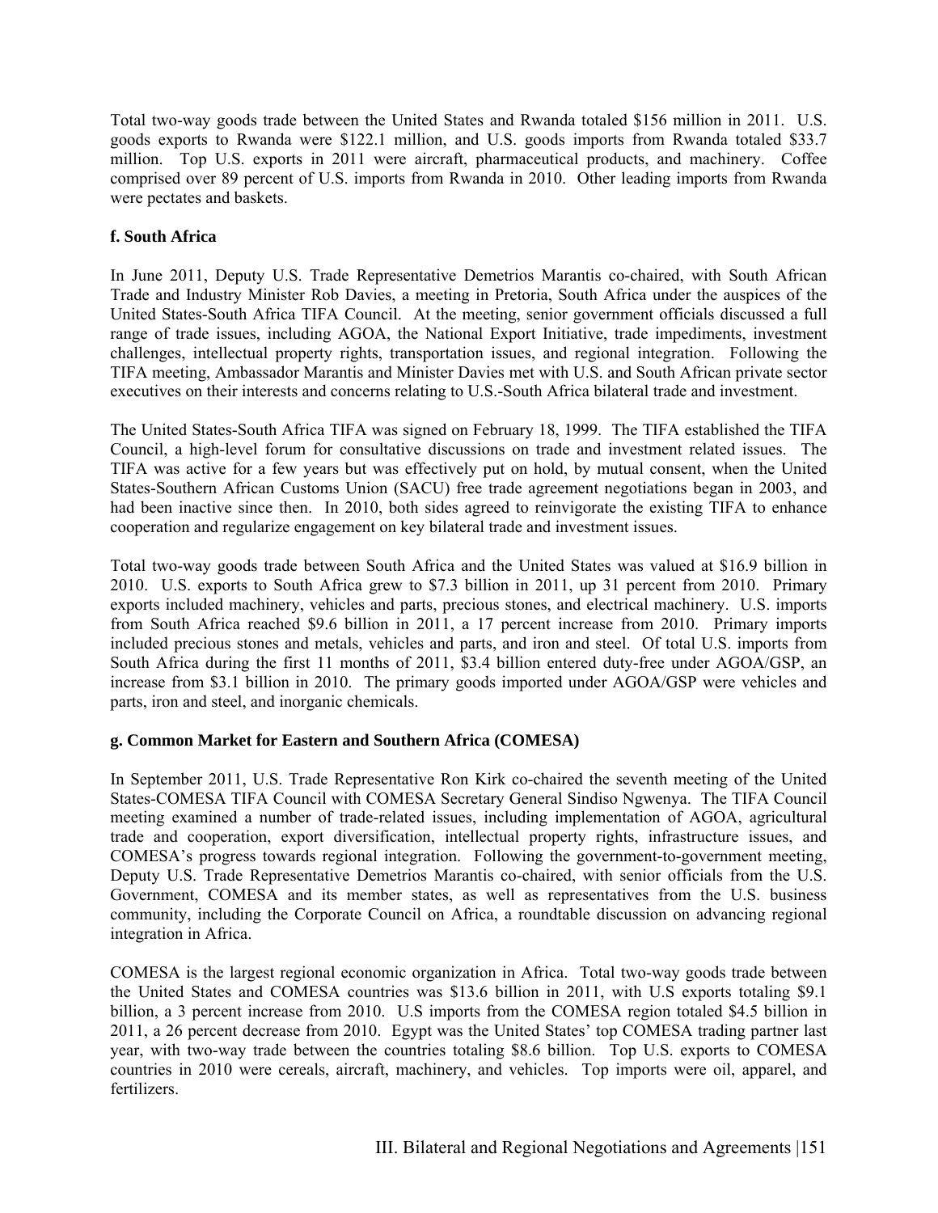Total two-way goods trade between the United States and Rwanda totaled $156 million in 2011. U.S. goods exports to Rwanda were $122.1 million, and U.S. goods imports from Rwanda totaled $33.7 million. Top U.S. exports in 2011 were aircraft, pharmaceutical products, and machinery. Coffee comprised over 89 percent of U.S. imports from Rwanda in 2010. Other leading imports from Rwanda were pectates and baskets.

**f. South Africa**

In June 2011, Deputy U.S. Trade Representative Demetrios Marantis co-chaired, with South African Trade and Industry Minister Rob Davies, a meeting in Pretoria, South Africa under the auspices of the United States-South Africa TIFA Council. At the meeting, senior government officials discussed a full range of trade issues, including AGOA, the National Export Initiative, trade impediments, investment challenges, intellectual property rights, transportation issues, and regional integration. Following the TIFA meeting, Ambassador Marantis and Minister Davies met with U.S. and South African private sector executives on their interests and concerns relating to U.S.-South Africa bilateral trade and investment.

The United States-South Africa TIFA was signed on February 18, 1999. The TIFA established the TIFA Council, a high-level forum for consultative discussions on trade and investment related issues. The TIFA was active for a few years but was effectively put on hold, by mutual consent, when the United States-Southern African Customs Union (SACU) free trade agreement negotiations began in 2003, and had been inactive since then. In 2010, both sides agreed to reinvigorate the existing TIFA to enhance cooperation and regularize engagement on key bilateral trade and investment issues.

Total two-way goods trade between South Africa and the United States was valued at $16.9 billion in 2010. U.S. exports to South Africa grew to $7.3 billion in 2011, up 31 percent from 2010. Primary exports included machinery, vehicles and parts, precious stones, and electrical machinery. U.S. imports from South Africa reached $9.6 billion in 2011, a 17 percent increase from 2010. Primary imports included precious stones and metals, vehicles and parts, and iron and steel. Of total U.S. imports from South Africa during the first 11 months of 2011, $3.4 billion entered duty-free under AGOA/GSP, an increase from $3.1 billion in 2010. The primary goods imported under AGOA/GSP were vehicles and parts, iron and steel, and inorganic chemicals.

**g. Common Market for Eastern and Southern Africa (COMESA)**

In September 2011, U.S. Trade Representative Ron Kirk co-chaired the seventh meeting of the United States-COMESA TIFA Council with COMESA Secretary General Sindiso Ngwenya. The TIFA Council meeting examined a number of trade-related issues, including implementation of AGOA, agricultural trade and cooperation, export diversification, intellectual property rights, infrastructure issues, and COMESA's progress towards regional integration. Following the government-to-government meeting, Deputy U.S. Trade Representative Demetrios Marantis co-chaired, with senior officials from the U.S. Government, COMESA and its member states, as well as representatives from the U.S. business community, including the Corporate Council on Africa, a roundtable discussion on advancing regional integration in Africa.

COMESA is the largest regional economic organization in Africa. Total two-way goods trade between the United States and COMESA countries was $13.6 billion in 2011, with U.S exports totaling $9.1 billion, a 3 percent increase from 2010. U.S imports from the COMESA region totaled $4.5 billion in 2011, a 26 percent decrease from 2010. Egypt was the United States' top COMESA trading partner last year, with two-way trade between the countries totaling $8.6 billion. Top U.S. exports to COMESA countries in 2010 were cereals, aircraft, machinery, and vehicles. Top imports were oil, apparel, and fertilizers.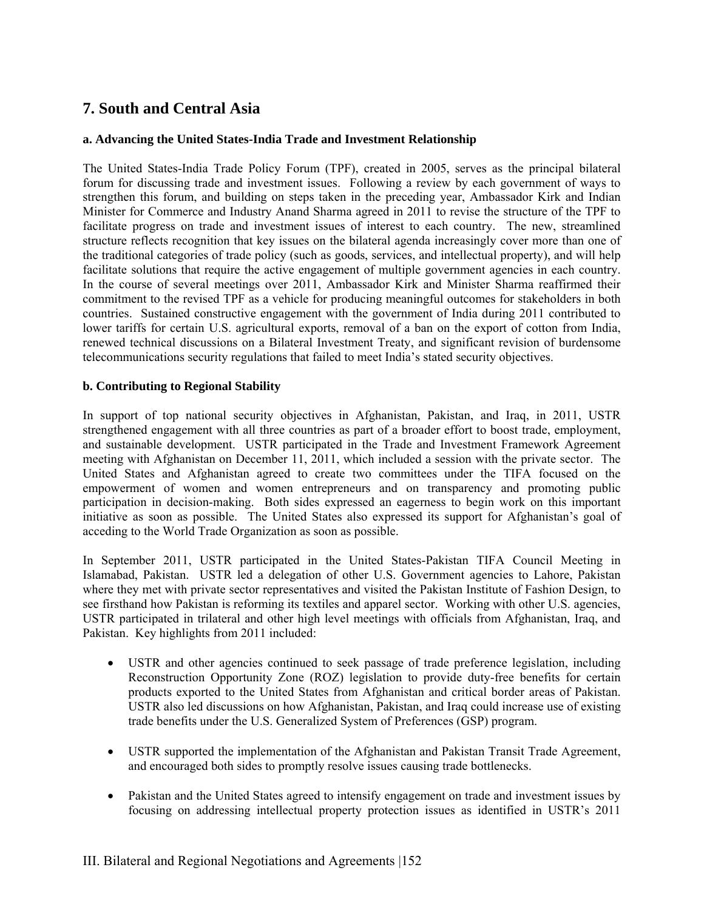## 7. South and Central Asia

### a. Advancing the United States-India Trade and Investment Relationship

The United States-India Trade Policy Forum (TPF), created in 2005, serves as the principal bilateral forum for discussing trade and investment issues. Following a review by each government of ways to strengthen this forum, and building on steps taken in the preceding year, Ambassador Kirk and Indian Minister for Commerce and Industry Anand Sharma agreed in 2011 to revise the structure of the TPF to facilitate progress on trade and investment issues of interest to each country. The new, streamlined structure reflects recognition that key issues on the bilateral agenda increasingly cover more than one of the traditional categories of trade policy (such as goods, services, and intellectual property), and will help facilitate solutions that require the active engagement of multiple government agencies in each country. In the course of several meetings over 2011, Ambassador Kirk and Minister Sharma reaffirmed their commitment to the revised TPF as a vehicle for producing meaningful outcomes for stakeholders in both countries. Sustained constructive engagement with the government of India during 2011 contributed to lower tariffs for certain U.S. agricultural exports, removal of a ban on the export of cotton from India, renewed technical discussions on a Bilateral Investment Treaty, and significant revision of burdensome telecommunications security regulations that failed to meet India's stated security objectives.

### b. Contributing to Regional Stability

In support of top national security objectives in Afghanistan, Pakistan, and Iraq, in 2011, USTR strengthened engagement with all three countries as part of a broader effort to boost trade, employment, and sustainable development. USTR participated in the Trade and Investment Framework Agreement meeting with Afghanistan on December 11, 2011, which included a session with the private sector. The United States and Afghanistan agreed to create two committees under the TIFA focused on the empowerment of women and women entrepreneurs and on transparency and promoting public participation in decision-making. Both sides expressed an eagerness to begin work on this important initiative as soon as possible. The United States also expressed its support for Afghanistan's goal of acceding to the World Trade Organization as soon as possible.

In September 2011, USTR participated in the United States-Pakistan TIFA Council Meeting in Islamabad, Pakistan. USTR led a delegation of other U.S. Government agencies to Lahore, Pakistan where they met with private sector representatives and visited the Pakistan Institute of Fashion Design, to see firsthand how Pakistan is reforming its textiles and apparel sector. Working with other U.S. agencies, USTR participated in trilateral and other high level meetings with officials from Afghanistan, Iraq, and Pakistan. Key highlights from 2011 included:

- USTR and other agencies continued to seek passage of trade preference legislation, including Reconstruction Opportunity Zone (ROZ) legislation to provide duty-free benefits for certain products exported to the United States from Afghanistan and critical border areas of Pakistan. USTR also led discussions on how Afghanistan, Pakistan, and Iraq could increase use of existing trade benefits under the U.S. Generalized System of Preferences (GSP) program.

- USTR supported the implementation of the Afghanistan and Pakistan Transit Trade Agreement, and encouraged both sides to promptly resolve issues causing trade bottlenecks.

- Pakistan and the United States agreed to intensify engagement on trade and investment issues by focusing on addressing intellectual property protection issues as identified in USTR's 2011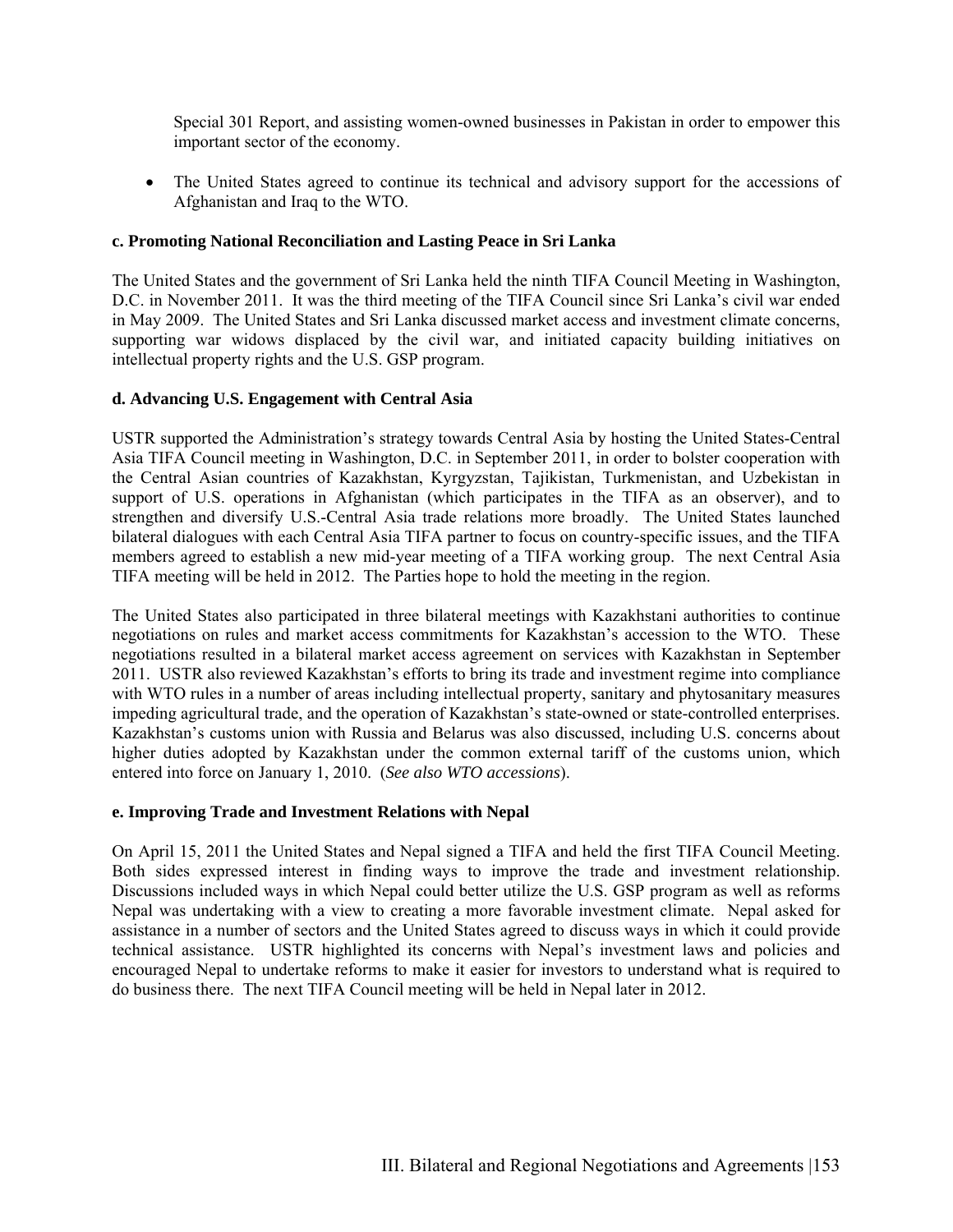Special 301 Report, and assisting women-owned businesses in Pakistan in order to empower this important sector of the economy.

- The United States agreed to continue its technical and advisory support for the accessions of Afghanistan and Iraq to the WTO.

**c. Promoting National Reconciliation and Lasting Peace in Sri Lanka**

The United States and the government of Sri Lanka held the ninth TIFA Council Meeting in Washington, D.C. in November 2011. It was the third meeting of the TIFA Council since Sri Lanka's civil war ended in May 2009. The United States and Sri Lanka discussed market access and investment climate concerns, supporting war widows displaced by the civil war, and initiated capacity building initiatives on intellectual property rights and the U.S. GSP program.

**d. Advancing U.S. Engagement with Central Asia**

USTR supported the Administration's strategy towards Central Asia by hosting the United States-Central Asia TIFA Council meeting in Washington, D.C. in September 2011, in order to bolster cooperation with the Central Asian countries of Kazakhstan, Kyrgyzstan, Tajikistan, Turkmenistan, and Uzbekistan in support of U.S. operations in Afghanistan (which participates in the TIFA as an observer), and to strengthen and diversify U.S.-Central Asia trade relations more broadly. The United States launched bilateral dialogues with each Central Asia TIFA partner to focus on country-specific issues, and the TIFA members agreed to establish a new mid-year meeting of a TIFA working group. The next Central Asia TIFA meeting will be held in 2012. The Parties hope to hold the meeting in the region.

The United States also participated in three bilateral meetings with Kazakhstani authorities to continue negotiations on rules and market access commitments for Kazakhstan's accession to the WTO. These negotiations resulted in a bilateral market access agreement on services with Kazakhstan in September 2011. USTR also reviewed Kazakhstan's efforts to bring its trade and investment regime into compliance with WTO rules in a number of areas including intellectual property, sanitary and phytosanitary measures impeding agricultural trade, and the operation of Kazakhstan's state-owned or state-controlled enterprises. Kazakhstan's customs union with Russia and Belarus was also discussed, including U.S. concerns about higher duties adopted by Kazakhstan under the common external tariff of the customs union, which entered into force on January 1, 2010. (*See also WTO accessions*).

**e. Improving Trade and Investment Relations with Nepal**

On April 15, 2011 the United States and Nepal signed a TIFA and held the first TIFA Council Meeting. Both sides expressed interest in finding ways to improve the trade and investment relationship. Discussions included ways in which Nepal could better utilize the U.S. GSP program as well as reforms Nepal was undertaking with a view to creating a more favorable investment climate. Nepal asked for assistance in a number of sectors and the United States agreed to discuss ways in which it could provide technical assistance. USTR highlighted its concerns with Nepal's investment laws and policies and encouraged Nepal to undertake reforms to make it easier for investors to understand what is required to do business there. The next TIFA Council meeting will be held in Nepal later in 2012.